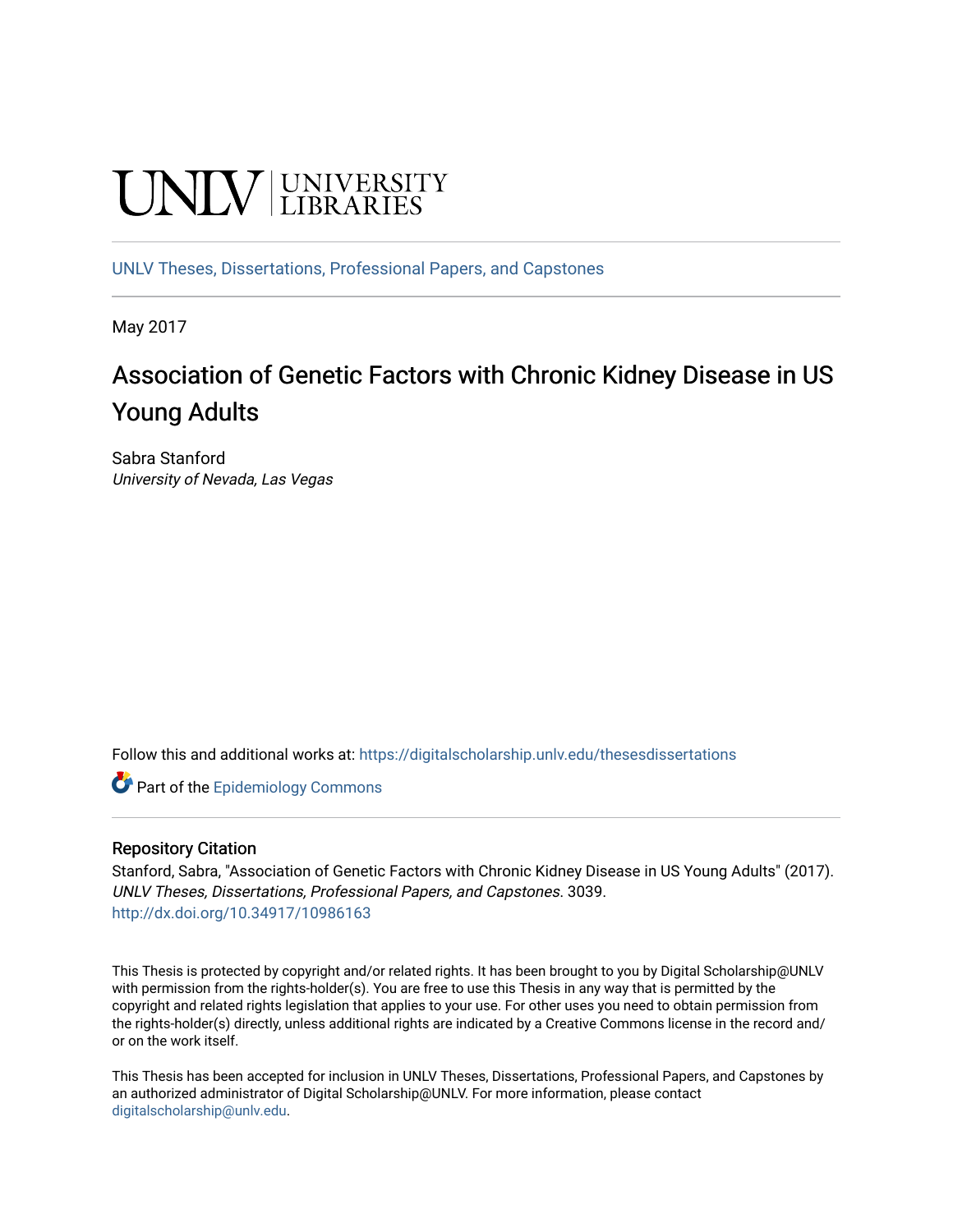UNLV | UNIVERSITY LIBRARIES

UNLV Theses, Dissertations, Professional Papers, and Capstones

May 2017

# Association of Genetic Factors with Chronic Kidney Disease in US Young Adults

Sabra Stanford
*University of Nevada, Las Vegas*

Follow this and additional works at: https://digitalscholarship.unlv.edu/thesesdissertations

Part of the Epidemiology Commons

## Repository Citation

Stanford, Sabra, "Association of Genetic Factors with Chronic Kidney Disease in US Young Adults" (2017). *UNLV Theses, Dissertations, Professional Papers, and Capstones*. 3039.
http://dx.doi.org/10.34917/10986163

This Thesis is protected by copyright and/or related rights. It has been brought to you by Digital Scholarship@UNLV with permission from the rights-holder(s). You are free to use this Thesis in any way that is permitted by the copyright and related rights legislation that applies to your use. For other uses you need to obtain permission from the rights-holder(s) directly, unless additional rights are indicated by a Creative Commons license in the record and/or on the work itself.

This Thesis has been accepted for inclusion in UNLV Theses, Dissertations, Professional Papers, and Capstones by an authorized administrator of Digital Scholarship@UNLV. For more information, please contact digitalscholarship@unlv.edu.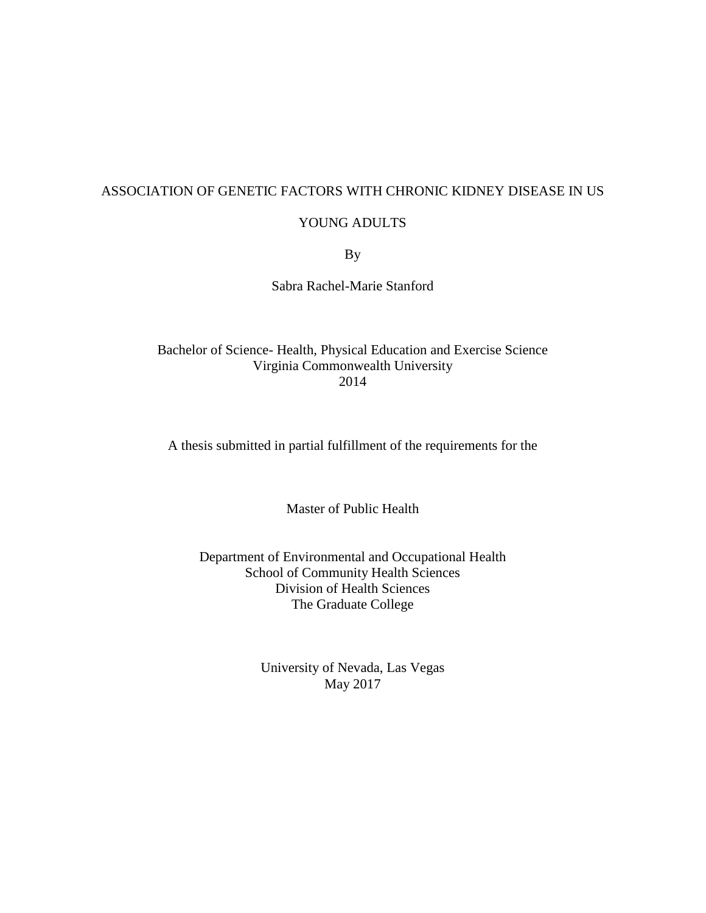ASSOCIATION OF GENETIC FACTORS WITH CHRONIC KIDNEY DISEASE IN US

YOUNG ADULTS

By

Sabra Rachel-Marie Stanford

Bachelor of Science- Health, Physical Education and Exercise Science
Virginia Commonwealth University
2014

A thesis submitted in partial fulfillment of the requirements for the

Master of Public Health

Department of Environmental and Occupational Health
School of Community Health Sciences
Division of Health Sciences
The Graduate College

University of Nevada, Las Vegas
May 2017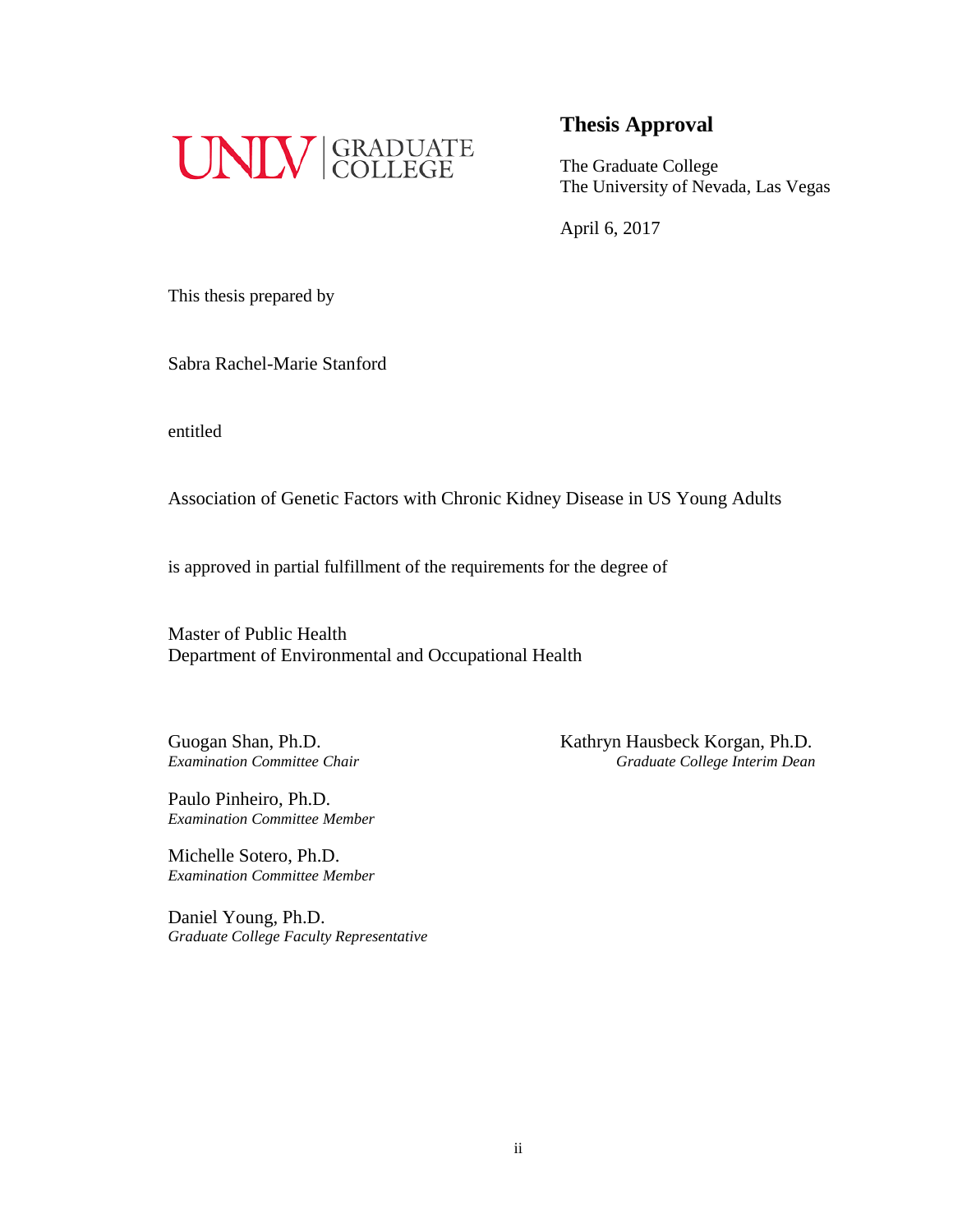UNLV | GRADUATE COLLEGE

## Thesis Approval

The Graduate College
The University of Nevada, Las Vegas

April 6, 2017

This thesis prepared by

Sabra Rachel-Marie Stanford

entitled

Association of Genetic Factors with Chronic Kidney Disease in US Young Adults

is approved in partial fulfillment of the requirements for the degree of

Master of Public Health
Department of Environmental and Occupational Health

Guogan Shan, Ph.D.
*Examination Committee Chair*

Paulo Pinheiro, Ph.D.
*Examination Committee Member*

Michelle Sotero, Ph.D.
*Examination Committee Member*

Daniel Young, Ph.D.
*Graduate College Faculty Representative*

Kathryn Hausbeck Korgan, Ph.D.
*Graduate College Interim Dean*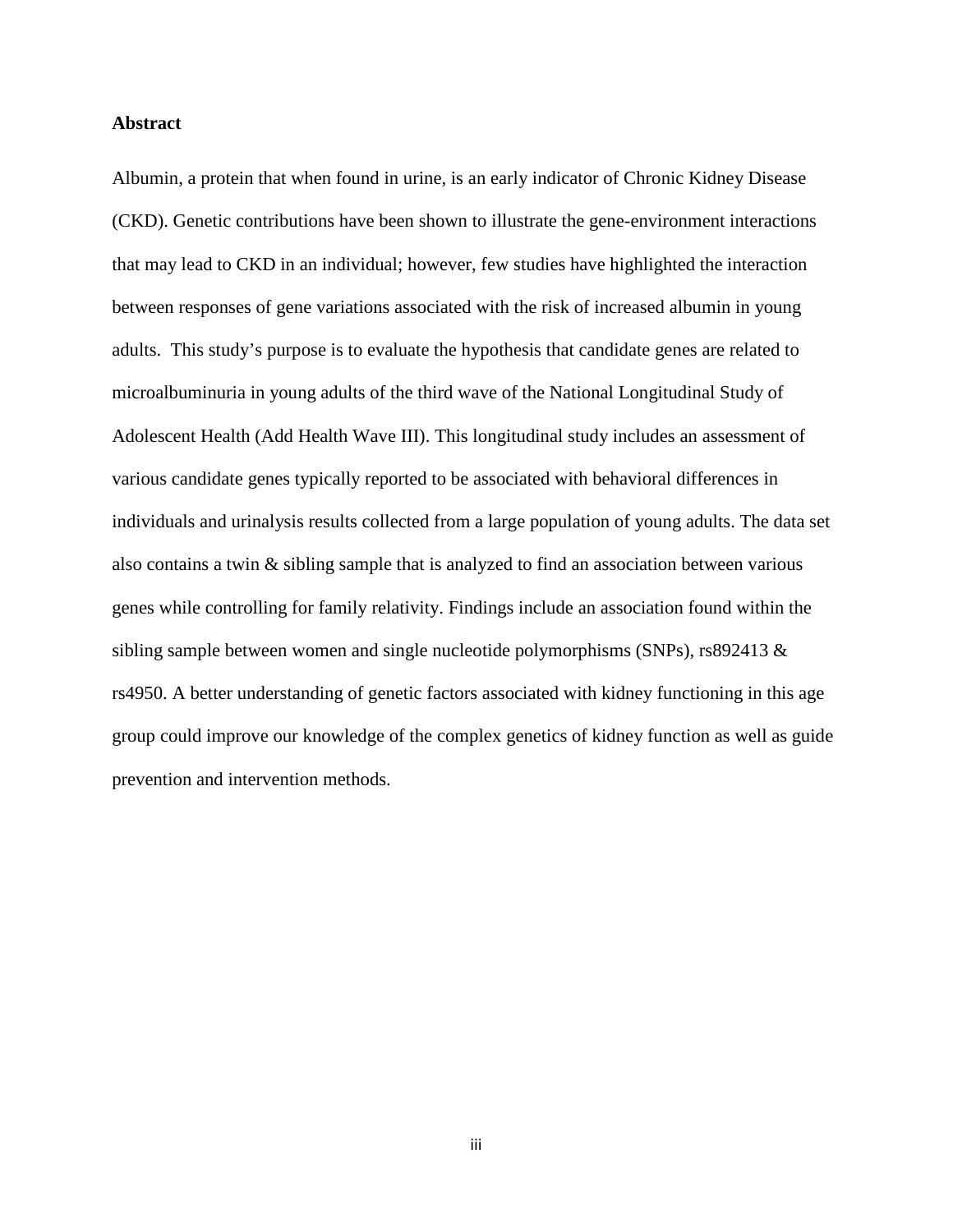**Abstract**

Albumin, a protein that when found in urine, is an early indicator of Chronic Kidney Disease (CKD). Genetic contributions have been shown to illustrate the gene-environment interactions that may lead to CKD in an individual; however, few studies have highlighted the interaction between responses of gene variations associated with the risk of increased albumin in young adults. This study's purpose is to evaluate the hypothesis that candidate genes are related to microalbuminuria in young adults of the third wave of the National Longitudinal Study of Adolescent Health (Add Health Wave III). This longitudinal study includes an assessment of various candidate genes typically reported to be associated with behavioral differences in individuals and urinalysis results collected from a large population of young adults. The data set also contains a twin & sibling sample that is analyzed to find an association between various genes while controlling for family relativity. Findings include an association found within the sibling sample between women and single nucleotide polymorphisms (SNPs), rs892413 & rs4950. A better understanding of genetic factors associated with kidney functioning in this age group could improve our knowledge of the complex genetics of kidney function as well as guide prevention and intervention methods.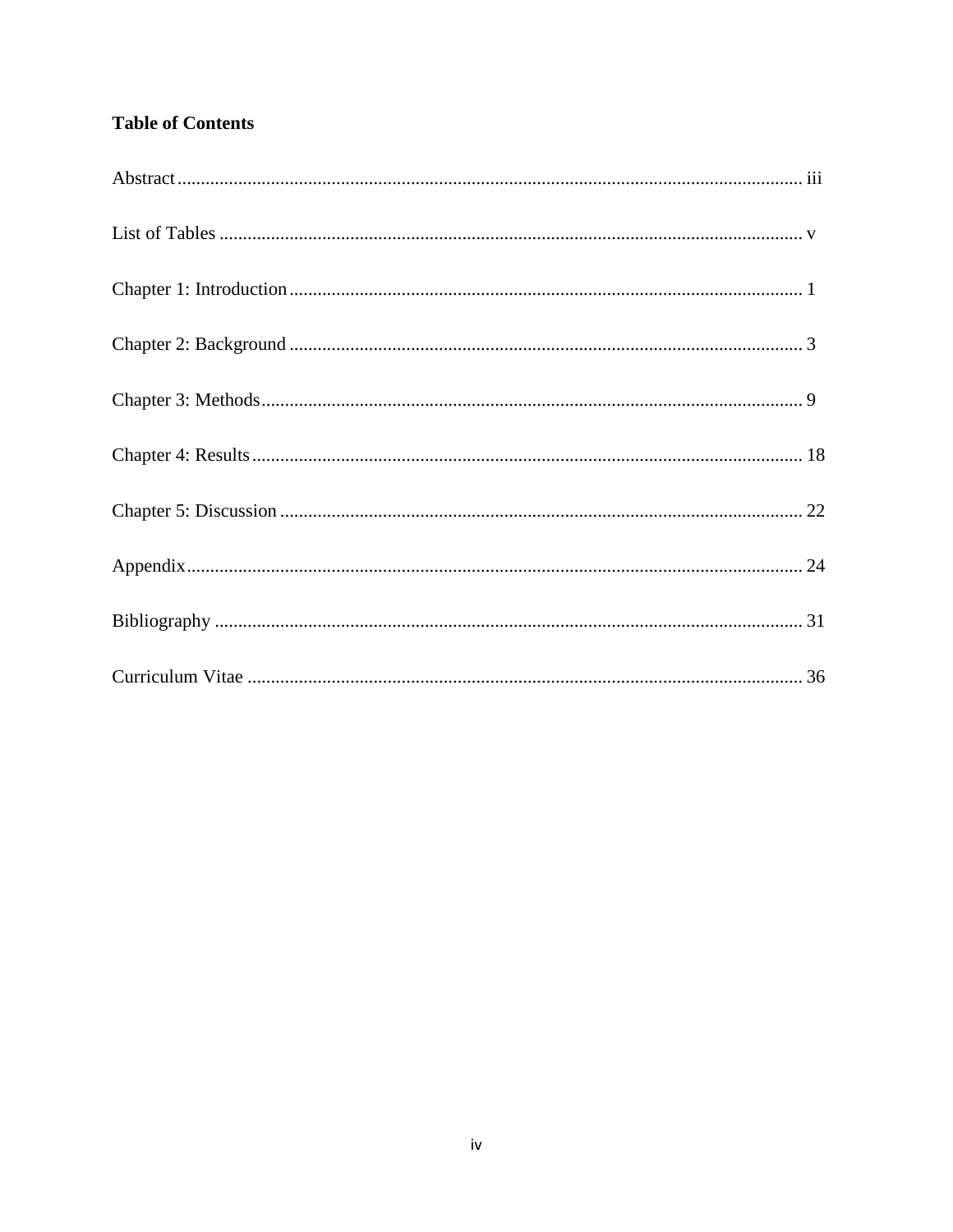## Table of Contents

Abstract ........................................................................................................................ iii

List of Tables ................................................................................................................ v

Chapter 1: Introduction ................................................................................................ 1

Chapter 2: Background ................................................................................................ 3

Chapter 3: Methods ...................................................................................................... 9

Chapter 4: Results ........................................................................................................ 18

Chapter 5: Discussion .................................................................................................. 22

Appendix ...................................................................................................................... 24

Bibliography ................................................................................................................ 31

Curriculum Vitae ......................................................................................................... 36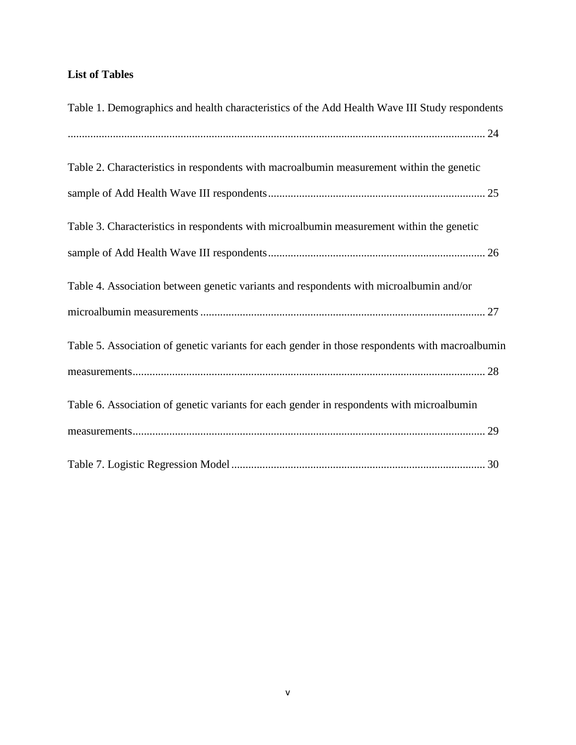**List of Tables**

Table 1. Demographics and health characteristics of the Add Health Wave III Study respondents ........ 24

Table 2. Characteristics in respondents with macroalbumin measurement within the genetic sample of Add Health Wave III respondents ........ 25

Table 3. Characteristics in respondents with microalbumin measurement within the genetic sample of Add Health Wave III respondents ........ 26

Table 4. Association between genetic variants and respondents with microalbumin and/or microalbumin measurements ........ 27

Table 5. Association of genetic variants for each gender in those respondents with macroalbumin measurements ........ 28

Table 6. Association of genetic variants for each gender in respondents with microalbumin measurements ........ 29

Table 7. Logistic Regression Model ........ 30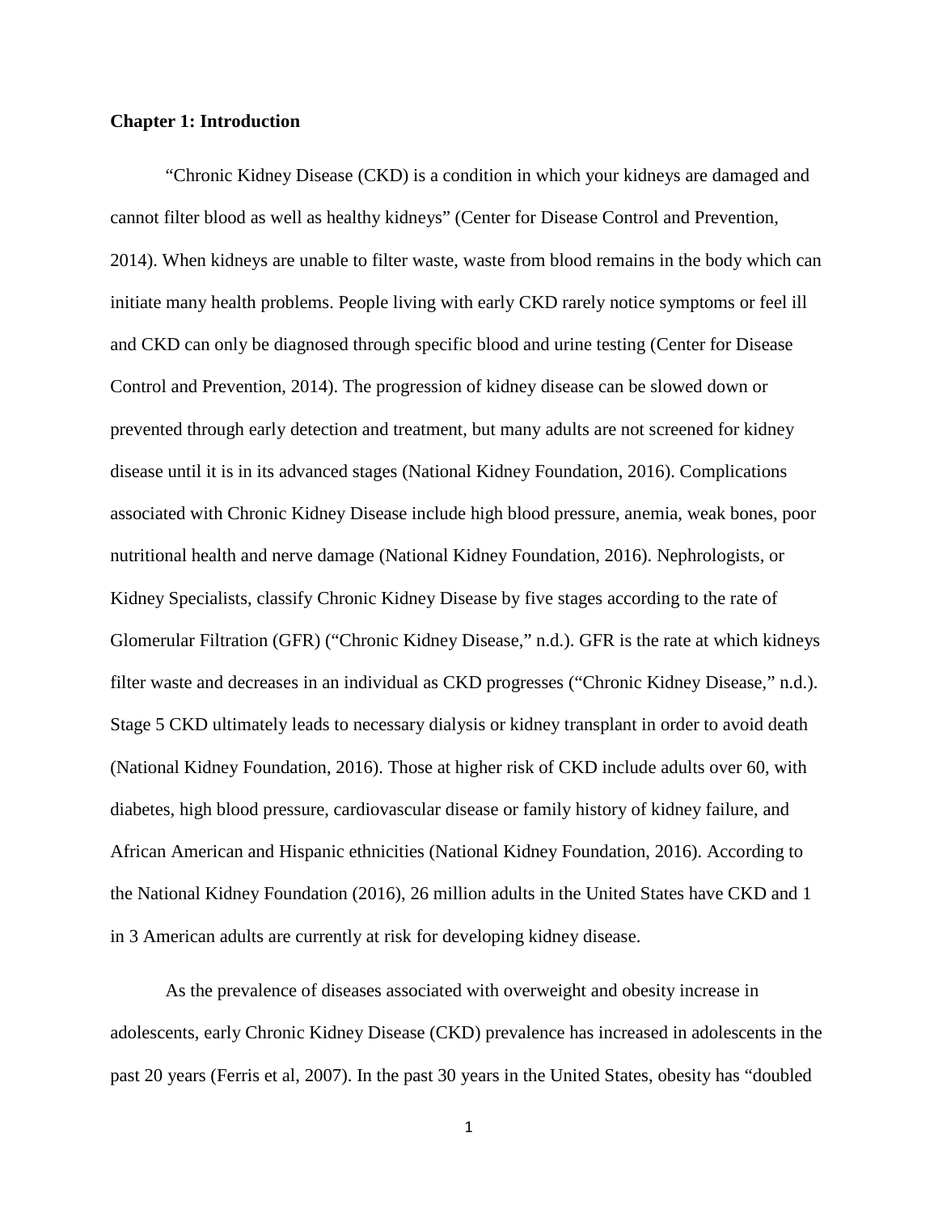**Chapter 1: Introduction**

"Chronic Kidney Disease (CKD) is a condition in which your kidneys are damaged and cannot filter blood as well as healthy kidneys" (Center for Disease Control and Prevention, 2014). When kidneys are unable to filter waste, waste from blood remains in the body which can initiate many health problems. People living with early CKD rarely notice symptoms or feel ill and CKD can only be diagnosed through specific blood and urine testing (Center for Disease Control and Prevention, 2014). The progression of kidney disease can be slowed down or prevented through early detection and treatment, but many adults are not screened for kidney disease until it is in its advanced stages (National Kidney Foundation, 2016). Complications associated with Chronic Kidney Disease include high blood pressure, anemia, weak bones, poor nutritional health and nerve damage (National Kidney Foundation, 2016). Nephrologists, or Kidney Specialists, classify Chronic Kidney Disease by five stages according to the rate of Glomerular Filtration (GFR) ("Chronic Kidney Disease," n.d.). GFR is the rate at which kidneys filter waste and decreases in an individual as CKD progresses ("Chronic Kidney Disease," n.d.). Stage 5 CKD ultimately leads to necessary dialysis or kidney transplant in order to avoid death (National Kidney Foundation, 2016). Those at higher risk of CKD include adults over 60, with diabetes, high blood pressure, cardiovascular disease or family history of kidney failure, and African American and Hispanic ethnicities (National Kidney Foundation, 2016). According to the National Kidney Foundation (2016), 26 million adults in the United States have CKD and 1 in 3 American adults are currently at risk for developing kidney disease.

As the prevalence of diseases associated with overweight and obesity increase in adolescents, early Chronic Kidney Disease (CKD) prevalence has increased in adolescents in the past 20 years (Ferris et al, 2007). In the past 30 years in the United States, obesity has "doubled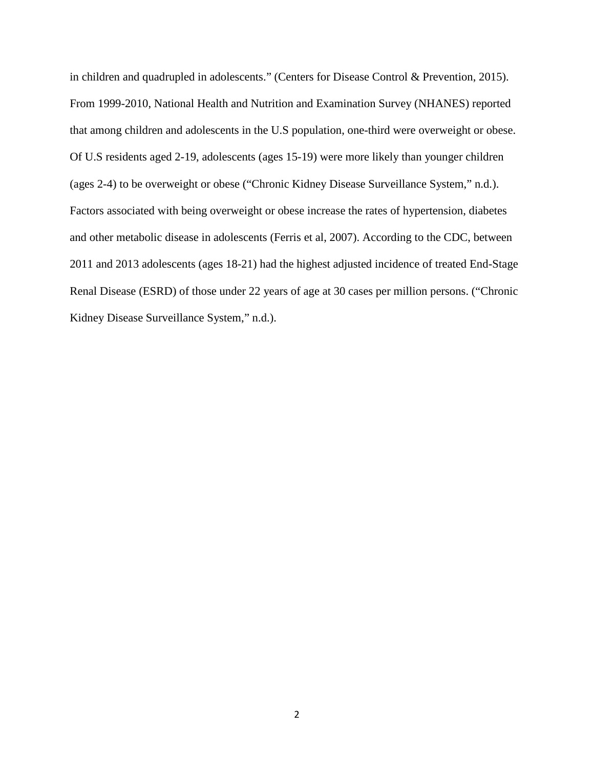in children and quadrupled in adolescents." (Centers for Disease Control & Prevention, 2015). From 1999-2010, National Health and Nutrition and Examination Survey (NHANES) reported that among children and adolescents in the U.S population, one-third were overweight or obese. Of U.S residents aged 2-19, adolescents (ages 15-19) were more likely than younger children (ages 2-4) to be overweight or obese ("Chronic Kidney Disease Surveillance System," n.d.). Factors associated with being overweight or obese increase the rates of hypertension, diabetes and other metabolic disease in adolescents (Ferris et al, 2007). According to the CDC, between 2011 and 2013 adolescents (ages 18-21) had the highest adjusted incidence of treated End-Stage Renal Disease (ESRD) of those under 22 years of age at 30 cases per million persons. ("Chronic Kidney Disease Surveillance System," n.d.).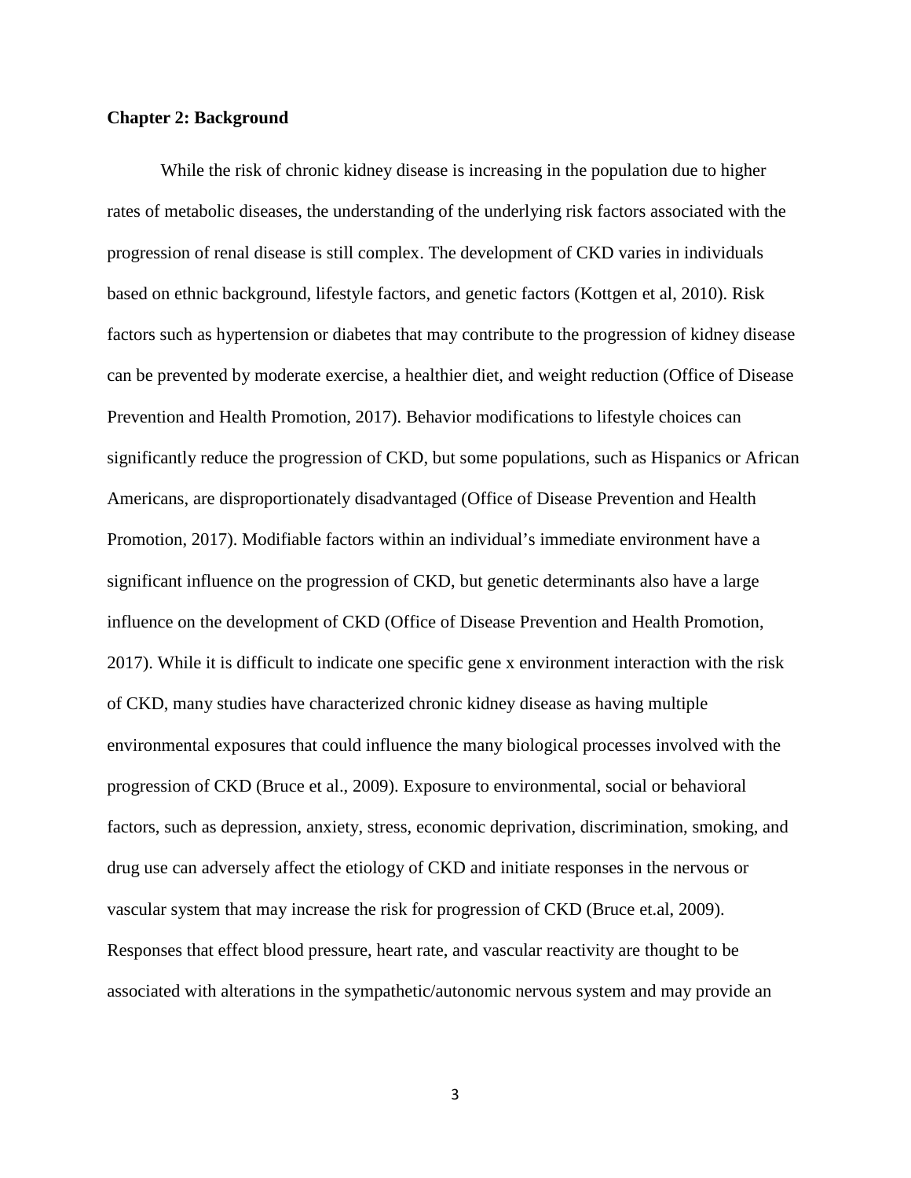## Chapter 2: Background

While the risk of chronic kidney disease is increasing in the population due to higher rates of metabolic diseases, the understanding of the underlying risk factors associated with the progression of renal disease is still complex. The development of CKD varies in individuals based on ethnic background, lifestyle factors, and genetic factors (Kottgen et al, 2010). Risk factors such as hypertension or diabetes that may contribute to the progression of kidney disease can be prevented by moderate exercise, a healthier diet, and weight reduction (Office of Disease Prevention and Health Promotion, 2017). Behavior modifications to lifestyle choices can significantly reduce the progression of CKD, but some populations, such as Hispanics or African Americans, are disproportionately disadvantaged (Office of Disease Prevention and Health Promotion, 2017). Modifiable factors within an individual's immediate environment have a significant influence on the progression of CKD, but genetic determinants also have a large influence on the development of CKD (Office of Disease Prevention and Health Promotion, 2017). While it is difficult to indicate one specific gene x environment interaction with the risk of CKD, many studies have characterized chronic kidney disease as having multiple environmental exposures that could influence the many biological processes involved with the progression of CKD (Bruce et al., 2009). Exposure to environmental, social or behavioral factors, such as depression, anxiety, stress, economic deprivation, discrimination, smoking, and drug use can adversely affect the etiology of CKD and initiate responses in the nervous or vascular system that may increase the risk for progression of CKD (Bruce et.al, 2009). Responses that effect blood pressure, heart rate, and vascular reactivity are thought to be associated with alterations in the sympathetic/autonomic nervous system and may provide an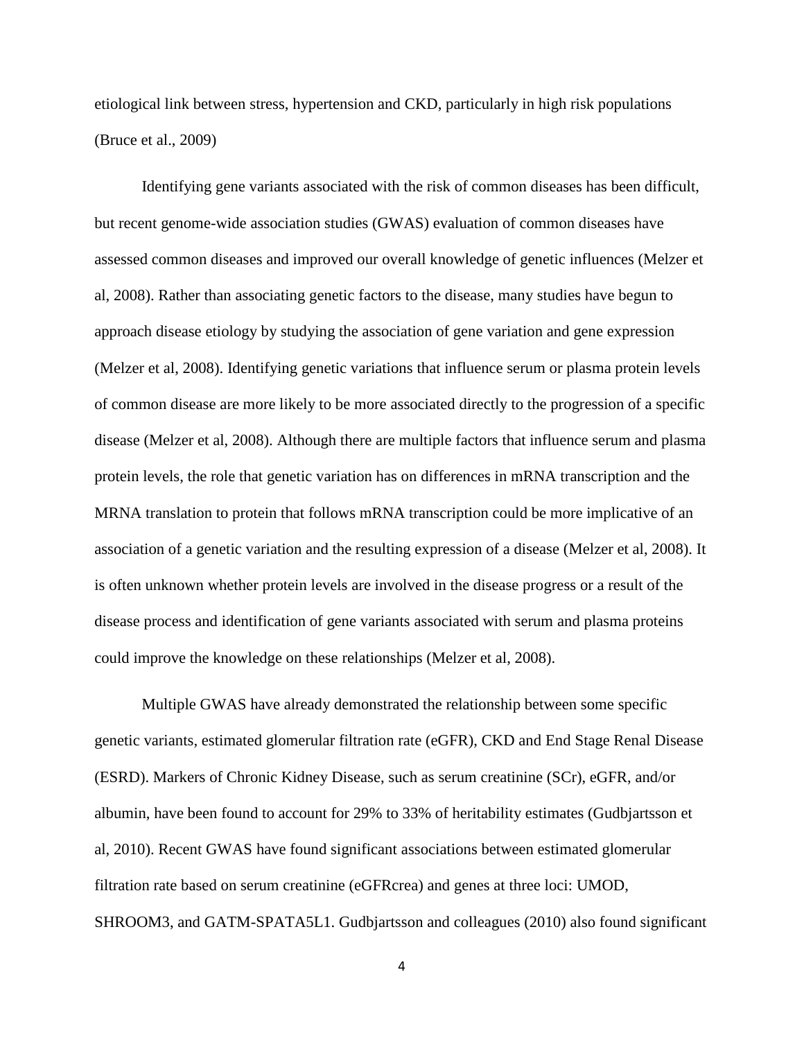etiological link between stress, hypertension and CKD, particularly in high risk populations (Bruce et al., 2009)

Identifying gene variants associated with the risk of common diseases has been difficult, but recent genome-wide association studies (GWAS) evaluation of common diseases have assessed common diseases and improved our overall knowledge of genetic influences (Melzer et al, 2008). Rather than associating genetic factors to the disease, many studies have begun to approach disease etiology by studying the association of gene variation and gene expression (Melzer et al, 2008). Identifying genetic variations that influence serum or plasma protein levels of common disease are more likely to be more associated directly to the progression of a specific disease (Melzer et al, 2008). Although there are multiple factors that influence serum and plasma protein levels, the role that genetic variation has on differences in mRNA transcription and the MRNA translation to protein that follows mRNA transcription could be more implicative of an association of a genetic variation and the resulting expression of a disease (Melzer et al, 2008). It is often unknown whether protein levels are involved in the disease progress or a result of the disease process and identification of gene variants associated with serum and plasma proteins could improve the knowledge on these relationships (Melzer et al, 2008).

Multiple GWAS have already demonstrated the relationship between some specific genetic variants, estimated glomerular filtration rate (eGFR), CKD and End Stage Renal Disease (ESRD). Markers of Chronic Kidney Disease, such as serum creatinine (SCr), eGFR, and/or albumin, have been found to account for 29% to 33% of heritability estimates (Gudbjartsson et al, 2010). Recent GWAS have found significant associations between estimated glomerular filtration rate based on serum creatinine (eGFRcrea) and genes at three loci: UMOD, SHROOM3, and GATM-SPATA5L1. Gudbjartsson and colleagues (2010) also found significant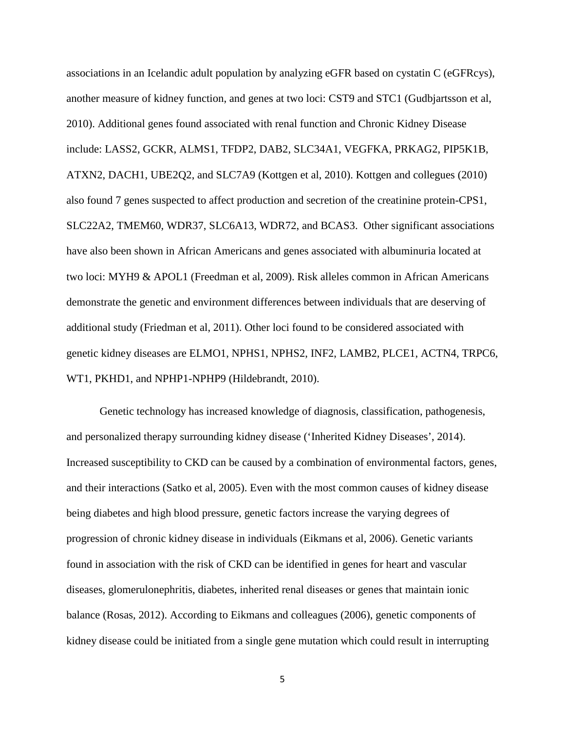associations in an Icelandic adult population by analyzing eGFR based on cystatin C (eGFRcys), another measure of kidney function, and genes at two loci: CST9 and STC1 (Gudbjartsson et al, 2010). Additional genes found associated with renal function and Chronic Kidney Disease include: LASS2, GCKR, ALMS1, TFDP2, DAB2, SLC34A1, VEGFKA, PRKAG2, PIP5K1B, ATXN2, DACH1, UBE2Q2, and SLC7A9 (Kottgen et al, 2010). Kottgen and collegues (2010) also found 7 genes suspected to affect production and secretion of the creatinine protein-CPS1, SLC22A2, TMEM60, WDR37, SLC6A13, WDR72, and BCAS3. Other significant associations have also been shown in African Americans and genes associated with albuminuria located at two loci: MYH9 & APOL1 (Freedman et al, 2009). Risk alleles common in African Americans demonstrate the genetic and environment differences between individuals that are deserving of additional study (Friedman et al, 2011). Other loci found to be considered associated with genetic kidney diseases are ELMO1, NPHS1, NPHS2, INF2, LAMB2, PLCE1, ACTN4, TRPC6, WT1, PKHD1, and NPHP1-NPHP9 (Hildebrandt, 2010).

Genetic technology has increased knowledge of diagnosis, classification, pathogenesis, and personalized therapy surrounding kidney disease ('Inherited Kidney Diseases', 2014). Increased susceptibility to CKD can be caused by a combination of environmental factors, genes, and their interactions (Satko et al, 2005). Even with the most common causes of kidney disease being diabetes and high blood pressure, genetic factors increase the varying degrees of progression of chronic kidney disease in individuals (Eikmans et al, 2006). Genetic variants found in association with the risk of CKD can be identified in genes for heart and vascular diseases, glomerulonephritis, diabetes, inherited renal diseases or genes that maintain ionic balance (Rosas, 2012). According to Eikmans and colleagues (2006), genetic components of kidney disease could be initiated from a single gene mutation which could result in interrupting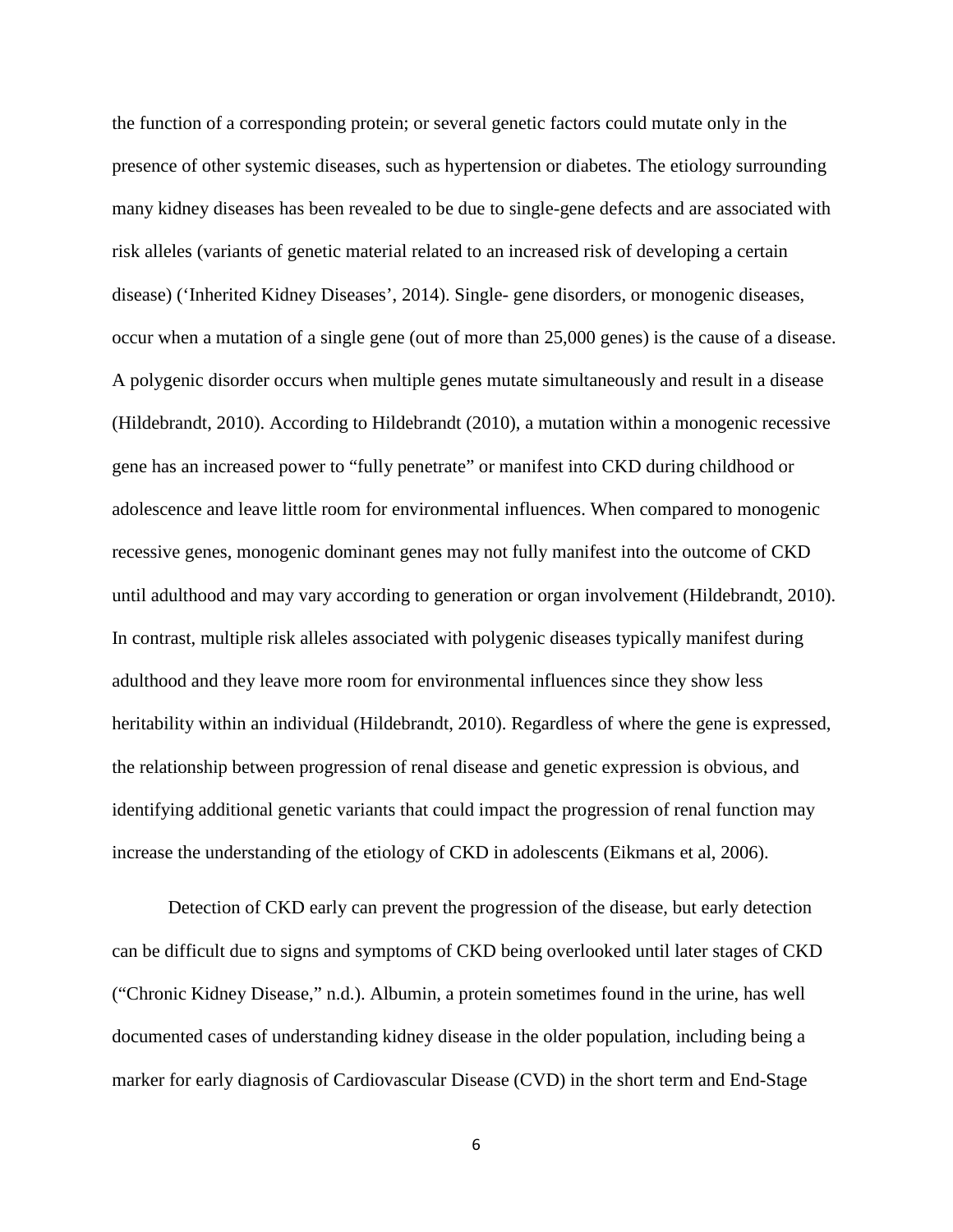the function of a corresponding protein; or several genetic factors could mutate only in the presence of other systemic diseases, such as hypertension or diabetes. The etiology surrounding many kidney diseases has been revealed to be due to single-gene defects and are associated with risk alleles (variants of genetic material related to an increased risk of developing a certain disease) ('Inherited Kidney Diseases', 2014). Single- gene disorders, or monogenic diseases, occur when a mutation of a single gene (out of more than 25,000 genes) is the cause of a disease. A polygenic disorder occurs when multiple genes mutate simultaneously and result in a disease (Hildebrandt, 2010). According to Hildebrandt (2010), a mutation within a monogenic recessive gene has an increased power to "fully penetrate" or manifest into CKD during childhood or adolescence and leave little room for environmental influences. When compared to monogenic recessive genes, monogenic dominant genes may not fully manifest into the outcome of CKD until adulthood and may vary according to generation or organ involvement (Hildebrandt, 2010). In contrast, multiple risk alleles associated with polygenic diseases typically manifest during adulthood and they leave more room for environmental influences since they show less heritability within an individual (Hildebrandt, 2010). Regardless of where the gene is expressed, the relationship between progression of renal disease and genetic expression is obvious, and identifying additional genetic variants that could impact the progression of renal function may increase the understanding of the etiology of CKD in adolescents (Eikmans et al, 2006).

Detection of CKD early can prevent the progression of the disease, but early detection can be difficult due to signs and symptoms of CKD being overlooked until later stages of CKD ("Chronic Kidney Disease," n.d.). Albumin, a protein sometimes found in the urine, has well documented cases of understanding kidney disease in the older population, including being a marker for early diagnosis of Cardiovascular Disease (CVD) in the short term and End-Stage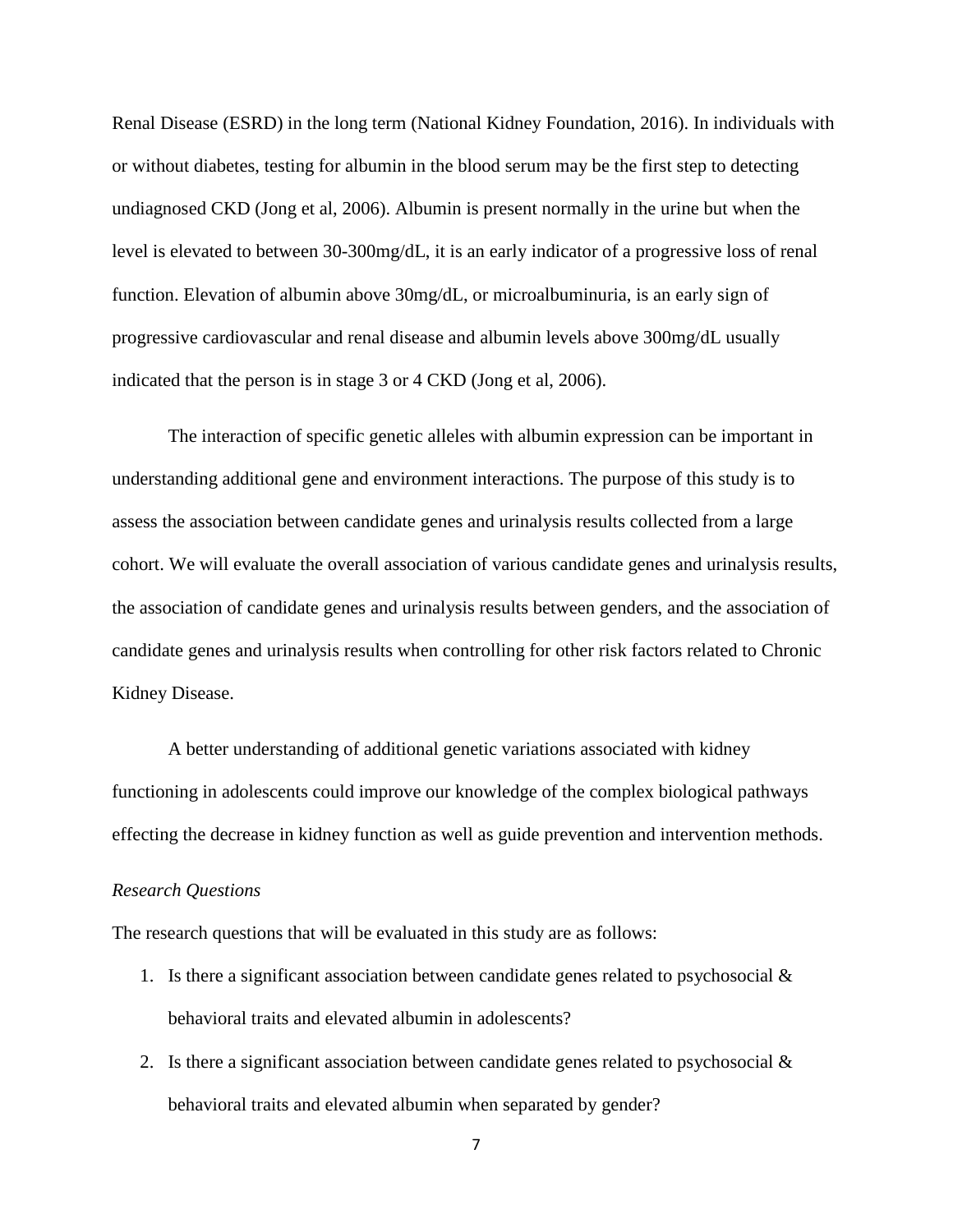Renal Disease (ESRD) in the long term (National Kidney Foundation, 2016). In individuals with or without diabetes, testing for albumin in the blood serum may be the first step to detecting undiagnosed CKD (Jong et al, 2006). Albumin is present normally in the urine but when the level is elevated to between 30-300mg/dL, it is an early indicator of a progressive loss of renal function. Elevation of albumin above 30mg/dL, or microalbuminuria, is an early sign of progressive cardiovascular and renal disease and albumin levels above 300mg/dL usually indicated that the person is in stage 3 or 4 CKD (Jong et al, 2006).

The interaction of specific genetic alleles with albumin expression can be important in understanding additional gene and environment interactions. The purpose of this study is to assess the association between candidate genes and urinalysis results collected from a large cohort. We will evaluate the overall association of various candidate genes and urinalysis results, the association of candidate genes and urinalysis results between genders, and the association of candidate genes and urinalysis results when controlling for other risk factors related to Chronic Kidney Disease.

A better understanding of additional genetic variations associated with kidney functioning in adolescents could improve our knowledge of the complex biological pathways effecting the decrease in kidney function as well as guide prevention and intervention methods.

*Research Questions*

The research questions that will be evaluated in this study are as follows:

1. Is there a significant association between candidate genes related to psychosocial & behavioral traits and elevated albumin in adolescents?
2. Is there a significant association between candidate genes related to psychosocial & behavioral traits and elevated albumin when separated by gender?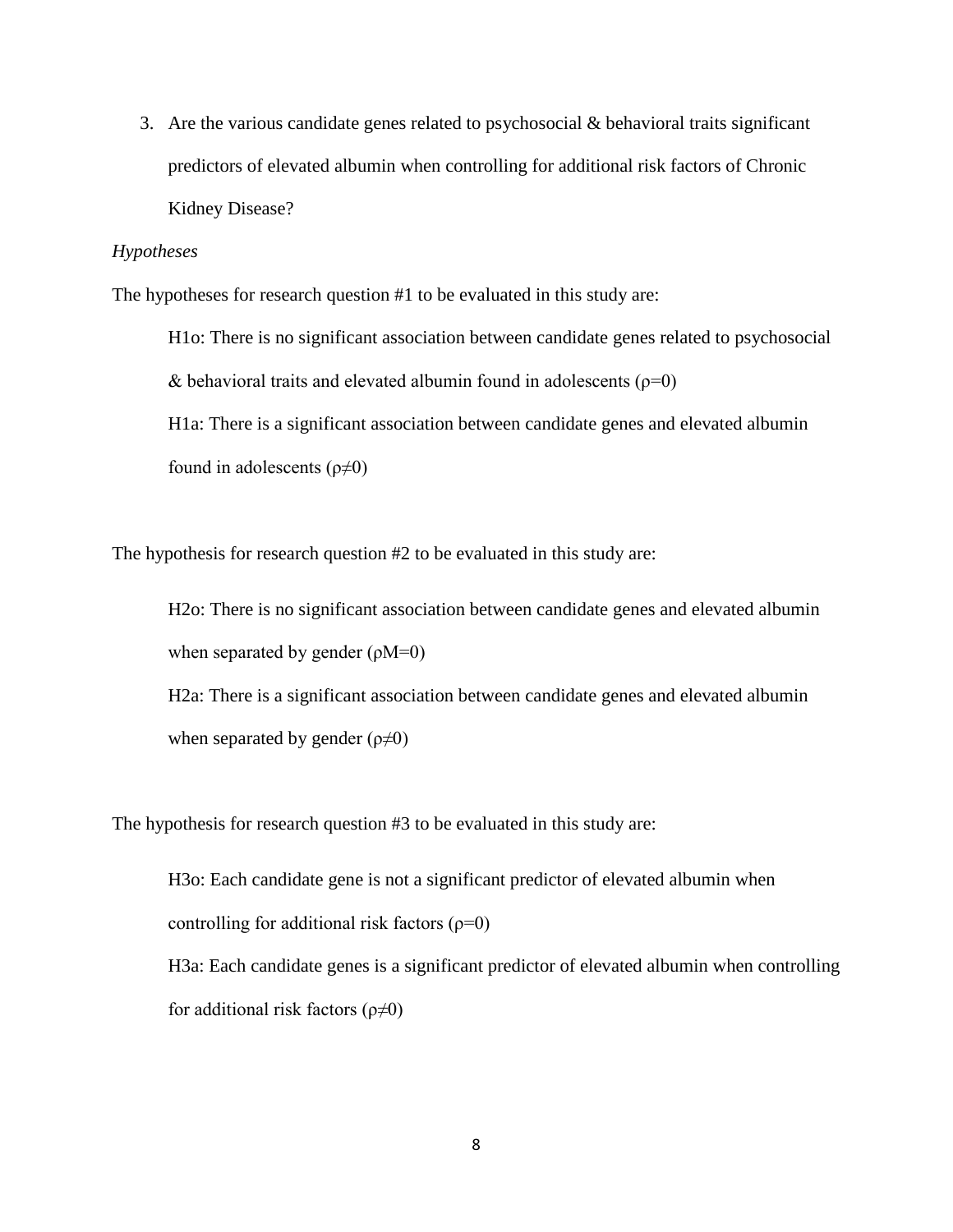3. Are the various candidate genes related to psychosocial & behavioral traits significant predictors of elevated albumin when controlling for additional risk factors of Chronic Kidney Disease?

*Hypotheses*

The hypotheses for research question #1 to be evaluated in this study are:

> H1o: There is no significant association between candidate genes related to psychosocial & behavioral traits and elevated albumin found in adolescents ($\rho=0$)
>
> H1a: There is a significant association between candidate genes and elevated albumin found in adolescents ($\rho\neq0$)

The hypothesis for research question #2 to be evaluated in this study are:

> H2o: There is no significant association between candidate genes and elevated albumin when separated by gender ($\rho M=0$)
>
> H2a: There is a significant association between candidate genes and elevated albumin when separated by gender ($\rho\neq0$)

The hypothesis for research question #3 to be evaluated in this study are:

> H3o: Each candidate gene is not a significant predictor of elevated albumin when controlling for additional risk factors ($\rho=0$)
>
> H3a: Each candidate genes is a significant predictor of elevated albumin when controlling for additional risk factors ($\rho\neq0$)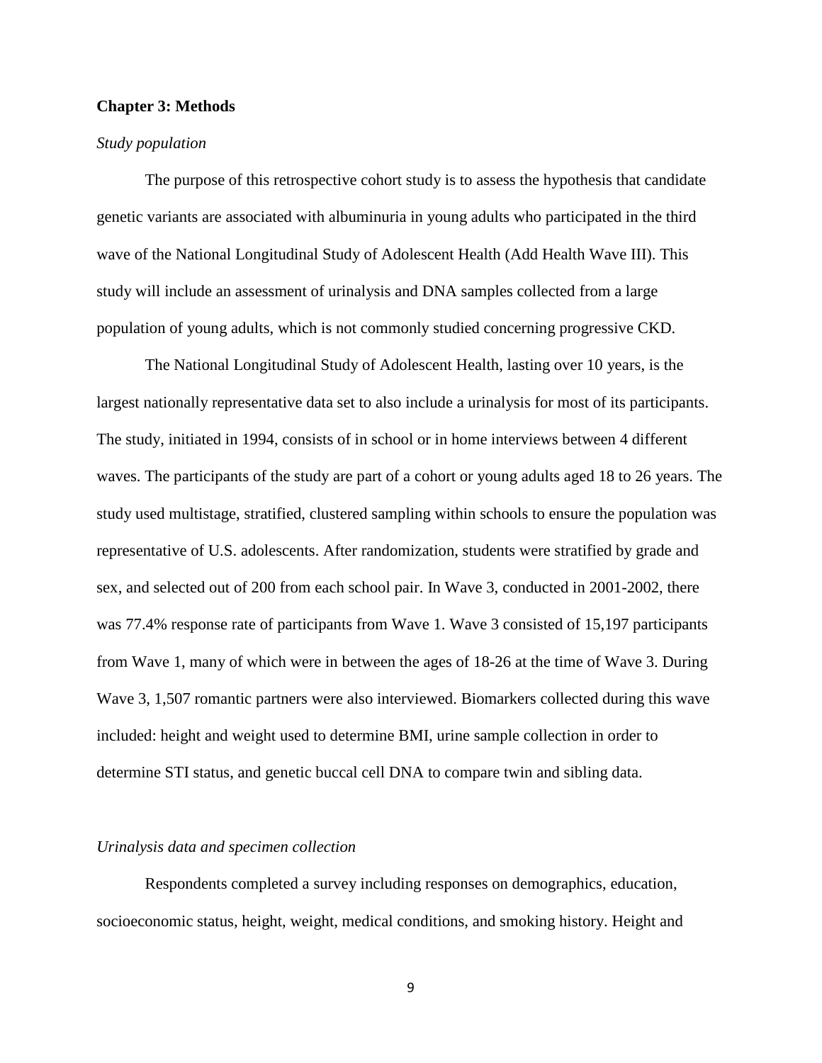## Chapter 3: Methods

*Study population*

The purpose of this retrospective cohort study is to assess the hypothesis that candidate genetic variants are associated with albuminuria in young adults who participated in the third wave of the National Longitudinal Study of Adolescent Health (Add Health Wave III). This study will include an assessment of urinalysis and DNA samples collected from a large population of young adults, which is not commonly studied concerning progressive CKD.

The National Longitudinal Study of Adolescent Health, lasting over 10 years, is the largest nationally representative data set to also include a urinalysis for most of its participants. The study, initiated in 1994, consists of in school or in home interviews between 4 different waves. The participants of the study are part of a cohort or young adults aged 18 to 26 years. The study used multistage, stratified, clustered sampling within schools to ensure the population was representative of U.S. adolescents. After randomization, students were stratified by grade and sex, and selected out of 200 from each school pair. In Wave 3, conducted in 2001-2002, there was 77.4% response rate of participants from Wave 1. Wave 3 consisted of 15,197 participants from Wave 1, many of which were in between the ages of 18-26 at the time of Wave 3. During Wave 3, 1,507 romantic partners were also interviewed. Biomarkers collected during this wave included: height and weight used to determine BMI, urine sample collection in order to determine STI status, and genetic buccal cell DNA to compare twin and sibling data.

*Urinalysis data and specimen collection*

Respondents completed a survey including responses on demographics, education, socioeconomic status, height, weight, medical conditions, and smoking history. Height and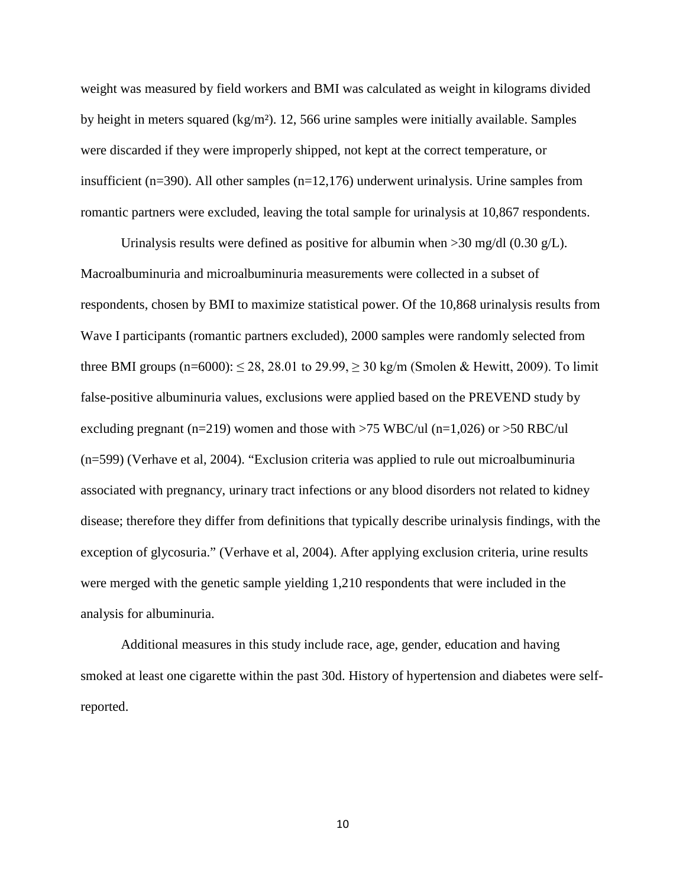weight was measured by field workers and BMI was calculated as weight in kilograms divided by height in meters squared (kg/m²). 12, 566 urine samples were initially available. Samples were discarded if they were improperly shipped, not kept at the correct temperature, or insufficient (n=390). All other samples (n=12,176) underwent urinalysis. Urine samples from romantic partners were excluded, leaving the total sample for urinalysis at 10,867 respondents.

Urinalysis results were defined as positive for albumin when >30 mg/dl (0.30 g/L). Macroalbuminuria and microalbuminuria measurements were collected in a subset of respondents, chosen by BMI to maximize statistical power. Of the 10,868 urinalysis results from Wave I participants (romantic partners excluded), 2000 samples were randomly selected from three BMI groups (n=6000): ≤ 28, 28.01 to 29.99, ≥ 30 kg/m (Smolen & Hewitt, 2009). To limit false-positive albuminuria values, exclusions were applied based on the PREVEND study by excluding pregnant (n=219) women and those with >75 WBC/ul (n=1,026) or >50 RBC/ul (n=599) (Verhave et al, 2004). "Exclusion criteria was applied to rule out microalbuminuria associated with pregnancy, urinary tract infections or any blood disorders not related to kidney disease; therefore they differ from definitions that typically describe urinalysis findings, with the exception of glycosuria." (Verhave et al, 2004). After applying exclusion criteria, urine results were merged with the genetic sample yielding 1,210 respondents that were included in the analysis for albuminuria.

Additional measures in this study include race, age, gender, education and having smoked at least one cigarette within the past 30d. History of hypertension and diabetes were self-reported.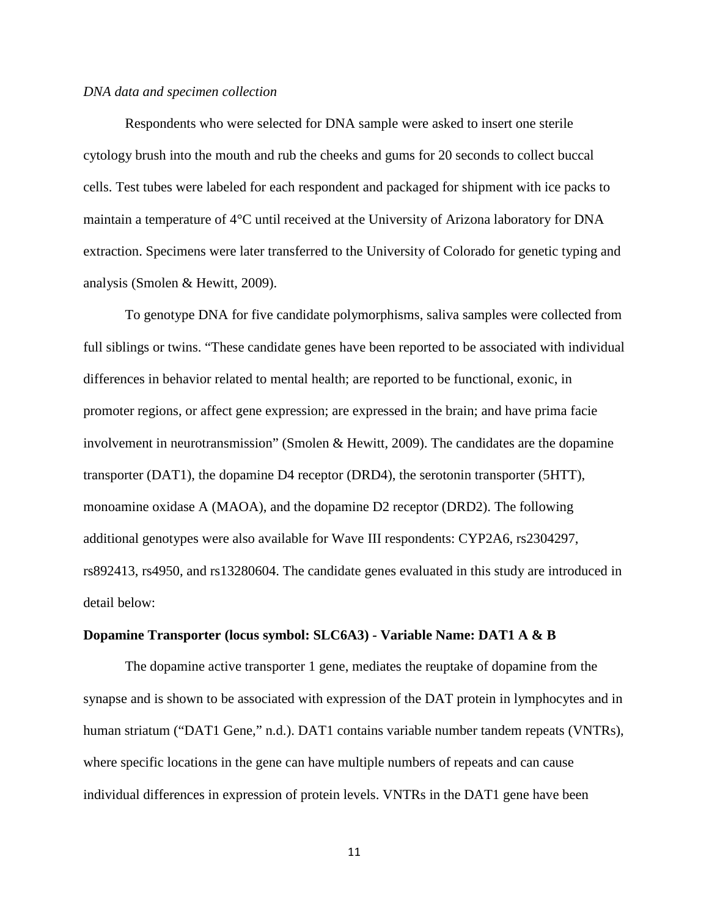*DNA data and specimen collection*

Respondents who were selected for DNA sample were asked to insert one sterile cytology brush into the mouth and rub the cheeks and gums for 20 seconds to collect buccal cells. Test tubes were labeled for each respondent and packaged for shipment with ice packs to maintain a temperature of 4°C until received at the University of Arizona laboratory for DNA extraction. Specimens were later transferred to the University of Colorado for genetic typing and analysis (Smolen & Hewitt, 2009).

To genotype DNA for five candidate polymorphisms, saliva samples were collected from full siblings or twins. "These candidate genes have been reported to be associated with individual differences in behavior related to mental health; are reported to be functional, exonic, in promoter regions, or affect gene expression; are expressed in the brain; and have prima facie involvement in neurotransmission" (Smolen & Hewitt, 2009). The candidates are the dopamine transporter (DAT1), the dopamine D4 receptor (DRD4), the serotonin transporter (5HTT), monoamine oxidase A (MAOA), and the dopamine D2 receptor (DRD2). The following additional genotypes were also available for Wave III respondents: CYP2A6, rs2304297, rs892413, rs4950, and rs13280604. The candidate genes evaluated in this study are introduced in detail below:

**Dopamine Transporter (locus symbol: SLC6A3) - Variable Name: DAT1 A & B**

The dopamine active transporter 1 gene, mediates the reuptake of dopamine from the synapse and is shown to be associated with expression of the DAT protein in lymphocytes and in human striatum ("DAT1 Gene," n.d.). DAT1 contains variable number tandem repeats (VNTRs), where specific locations in the gene can have multiple numbers of repeats and can cause individual differences in expression of protein levels. VNTRs in the DAT1 gene have been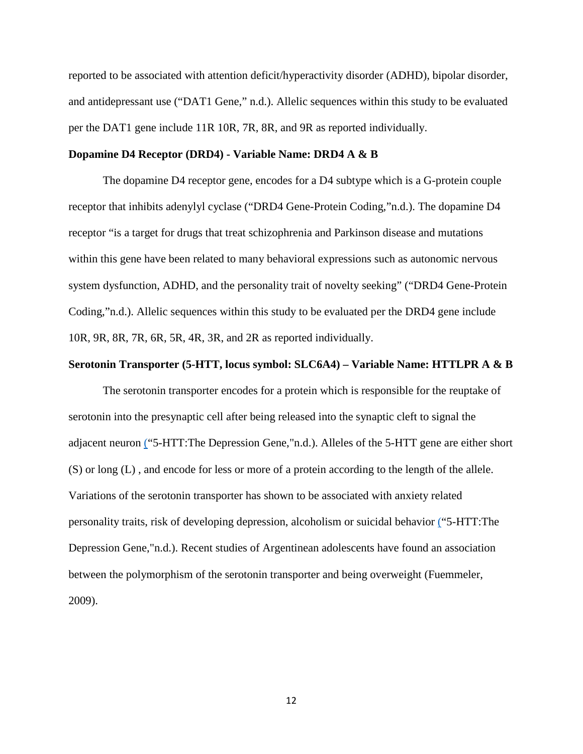reported to be associated with attention deficit/hyperactivity disorder (ADHD), bipolar disorder, and antidepressant use ("DAT1 Gene," n.d.). Allelic sequences within this study to be evaluated per the DAT1 gene include 11R 10R, 7R, 8R, and 9R as reported individually.

**Dopamine D4 Receptor (DRD4) - Variable Name: DRD4 A & B**

The dopamine D4 receptor gene, encodes for a D4 subtype which is a G-protein couple receptor that inhibits adenylyl cyclase ("DRD4 Gene-Protein Coding,"n.d.). The dopamine D4 receptor "is a target for drugs that treat schizophrenia and Parkinson disease and mutations within this gene have been related to many behavioral expressions such as autonomic nervous system dysfunction, ADHD, and the personality trait of novelty seeking" ("DRD4 Gene-Protein Coding,"n.d.). Allelic sequences within this study to be evaluated per the DRD4 gene include 10R, 9R, 8R, 7R, 6R, 5R, 4R, 3R, and 2R as reported individually.

**Serotonin Transporter (5-HTT, locus symbol: SLC6A4) – Variable Name: HTTLPR A & B**

The serotonin transporter encodes for a protein which is responsible for the reuptake of serotonin into the presynaptic cell after being released into the synaptic cleft to signal the adjacent neuron ("5-HTT:The Depression Gene,"n.d.). Alleles of the 5-HTT gene are either short (S) or long (L) , and encode for less or more of a protein according to the length of the allele. Variations of the serotonin transporter has shown to be associated with anxiety related personality traits, risk of developing depression, alcoholism or suicidal behavior ("5-HTT:The Depression Gene,"n.d.). Recent studies of Argentinean adolescents have found an association between the polymorphism of the serotonin transporter and being overweight (Fuemmeler, 2009).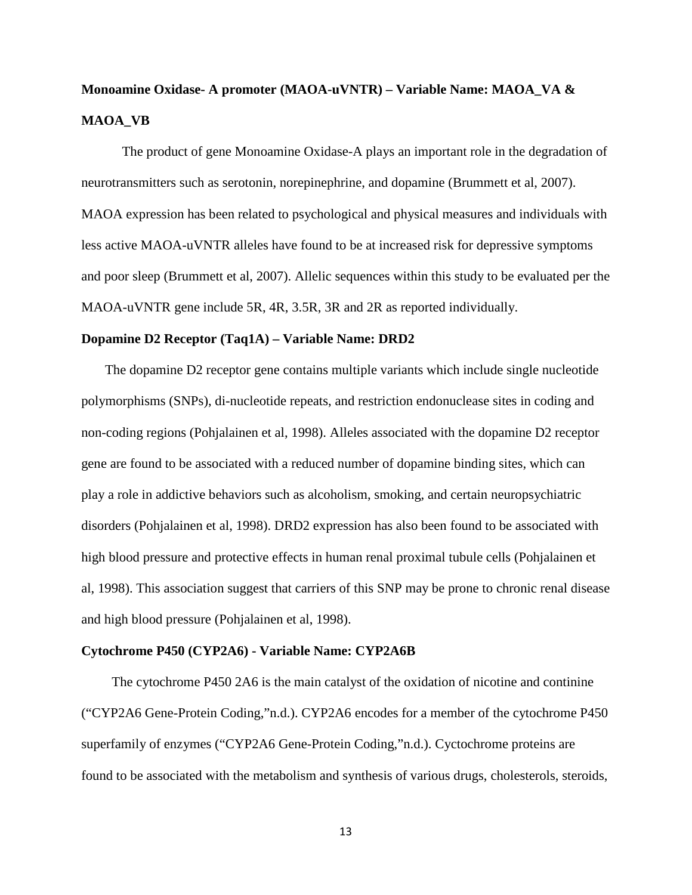**Monoamine Oxidase- A promoter (MAOA-uVNTR) – Variable Name: MAOA_VA & MAOA_VB**

The product of gene Monoamine Oxidase-A plays an important role in the degradation of neurotransmitters such as serotonin, norepinephrine, and dopamine (Brummett et al, 2007). MAOA expression has been related to psychological and physical measures and individuals with less active MAOA-uVNTR alleles have found to be at increased risk for depressive symptoms and poor sleep (Brummett et al, 2007). Allelic sequences within this study to be evaluated per the MAOA-uVNTR gene include 5R, 4R, 3.5R, 3R and 2R as reported individually.

**Dopamine D2 Receptor (Taq1A) – Variable Name: DRD2**

The dopamine D2 receptor gene contains multiple variants which include single nucleotide polymorphisms (SNPs), di-nucleotide repeats, and restriction endonuclease sites in coding and non-coding regions (Pohjalainen et al, 1998). Alleles associated with the dopamine D2 receptor gene are found to be associated with a reduced number of dopamine binding sites, which can play a role in addictive behaviors such as alcoholism, smoking, and certain neuropsychiatric disorders (Pohjalainen et al, 1998). DRD2 expression has also been found to be associated with high blood pressure and protective effects in human renal proximal tubule cells (Pohjalainen et al, 1998). This association suggest that carriers of this SNP may be prone to chronic renal disease and high blood pressure (Pohjalainen et al, 1998).

**Cytochrome P450 (CYP2A6) - Variable Name: CYP2A6B**

The cytochrome P450 2A6 is the main catalyst of the oxidation of nicotine and continine ("CYP2A6 Gene-Protein Coding,"n.d.). CYP2A6 encodes for a member of the cytochrome P450 superfamily of enzymes ("CYP2A6 Gene-Protein Coding,"n.d.). Cyctochrome proteins are found to be associated with the metabolism and synthesis of various drugs, cholesterols, steroids,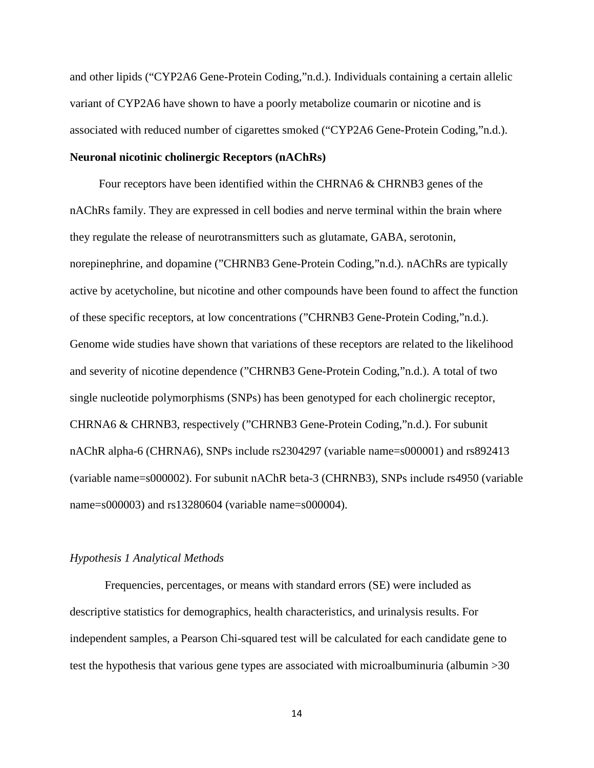and other lipids ("CYP2A6 Gene-Protein Coding,"n.d.). Individuals containing a certain allelic variant of CYP2A6 have shown to have a poorly metabolize coumarin or nicotine and is associated with reduced number of cigarettes smoked ("CYP2A6 Gene-Protein Coding,"n.d.).

**Neuronal nicotinic cholinergic Receptors (nAChRs)**

Four receptors have been identified within the CHRNA6 & CHRNB3 genes of the nAChRs family. They are expressed in cell bodies and nerve terminal within the brain where they regulate the release of neurotransmitters such as glutamate, GABA, serotonin, norepinephrine, and dopamine ("CHRNB3 Gene-Protein Coding,"n.d.). nAChRs are typically active by acetycholine, but nicotine and other compounds have been found to affect the function of these specific receptors, at low concentrations ("CHRNB3 Gene-Protein Coding,"n.d.). Genome wide studies have shown that variations of these receptors are related to the likelihood and severity of nicotine dependence ("CHRNB3 Gene-Protein Coding,"n.d.). A total of two single nucleotide polymorphisms (SNPs) has been genotyped for each cholinergic receptor, CHRNA6 & CHRNB3, respectively ("CHRNB3 Gene-Protein Coding,"n.d.). For subunit nAChR alpha-6 (CHRNA6), SNPs include rs2304297 (variable name=s000001) and rs892413 (variable name=s000002). For subunit nAChR beta-3 (CHRNB3), SNPs include rs4950 (variable name=s000003) and rs13280604 (variable name=s000004).

*Hypothesis 1 Analytical Methods*

Frequencies, percentages, or means with standard errors (SE) were included as descriptive statistics for demographics, health characteristics, and urinalysis results. For independent samples, a Pearson Chi-squared test will be calculated for each candidate gene to test the hypothesis that various gene types are associated with microalbuminuria (albumin >30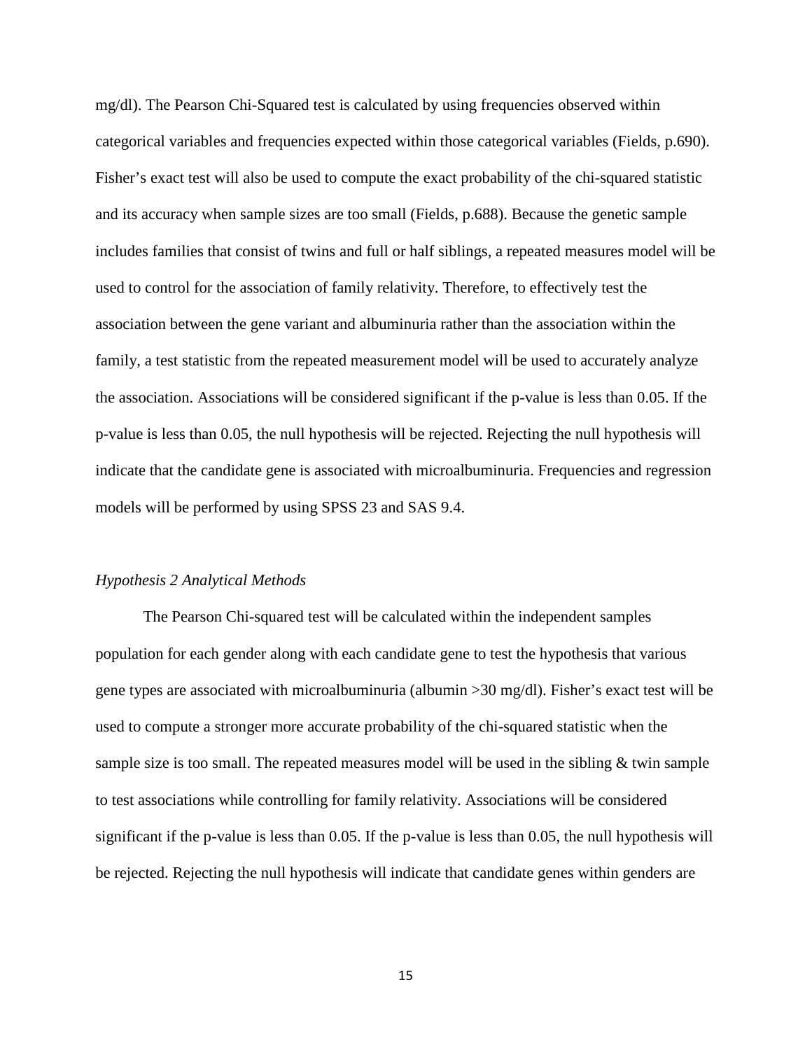mg/dl). The Pearson Chi-Squared test is calculated by using frequencies observed within categorical variables and frequencies expected within those categorical variables (Fields, p.690). Fisher's exact test will also be used to compute the exact probability of the chi-squared statistic and its accuracy when sample sizes are too small (Fields, p.688). Because the genetic sample includes families that consist of twins and full or half siblings, a repeated measures model will be used to control for the association of family relativity. Therefore, to effectively test the association between the gene variant and albuminuria rather than the association within the family, a test statistic from the repeated measurement model will be used to accurately analyze the association. Associations will be considered significant if the p-value is less than 0.05. If the p-value is less than 0.05, the null hypothesis will be rejected. Rejecting the null hypothesis will indicate that the candidate gene is associated with microalbuminuria. Frequencies and regression models will be performed by using SPSS 23 and SAS 9.4.

*Hypothesis 2 Analytical Methods*

The Pearson Chi-squared test will be calculated within the independent samples population for each gender along with each candidate gene to test the hypothesis that various gene types are associated with microalbuminuria (albumin >30 mg/dl). Fisher's exact test will be used to compute a stronger more accurate probability of the chi-squared statistic when the sample size is too small. The repeated measures model will be used in the sibling & twin sample to test associations while controlling for family relativity. Associations will be considered significant if the p-value is less than 0.05. If the p-value is less than 0.05, the null hypothesis will be rejected. Rejecting the null hypothesis will indicate that candidate genes within genders are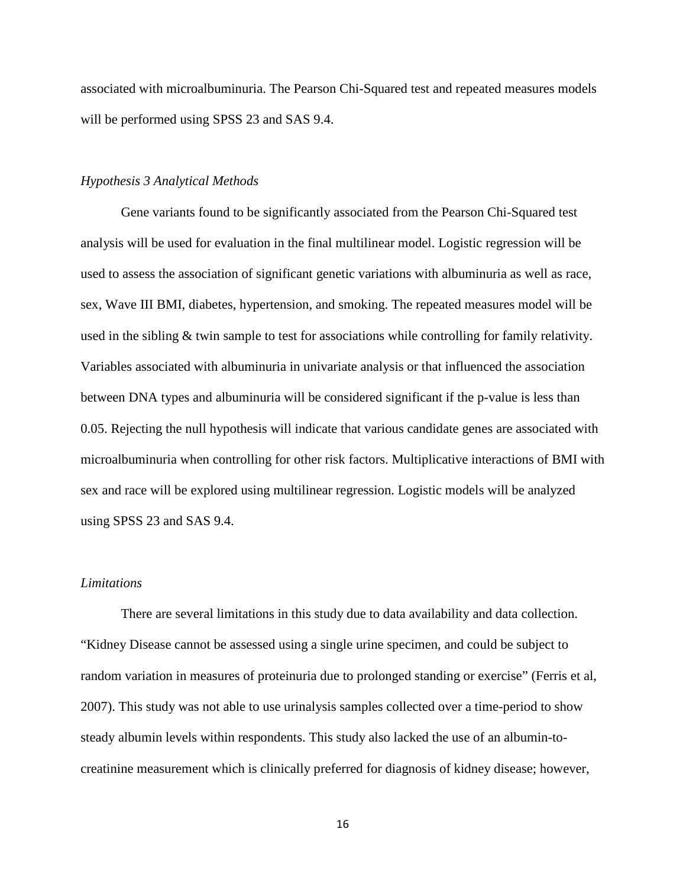associated with microalbuminuria. The Pearson Chi-Squared test and repeated measures models will be performed using SPSS 23 and SAS 9.4.

*Hypothesis 3 Analytical Methods*

Gene variants found to be significantly associated from the Pearson Chi-Squared test analysis will be used for evaluation in the final multilinear model. Logistic regression will be used to assess the association of significant genetic variations with albuminuria as well as race, sex, Wave III BMI, diabetes, hypertension, and smoking. The repeated measures model will be used in the sibling & twin sample to test for associations while controlling for family relativity. Variables associated with albuminuria in univariate analysis or that influenced the association between DNA types and albuminuria will be considered significant if the p-value is less than 0.05. Rejecting the null hypothesis will indicate that various candidate genes are associated with microalbuminuria when controlling for other risk factors. Multiplicative interactions of BMI with sex and race will be explored using multilinear regression. Logistic models will be analyzed using SPSS 23 and SAS 9.4.

*Limitations*

There are several limitations in this study due to data availability and data collection. “Kidney Disease cannot be assessed using a single urine specimen, and could be subject to random variation in measures of proteinuria due to prolonged standing or exercise” (Ferris et al, 2007). This study was not able to use urinalysis samples collected over a time-period to show steady albumin levels within respondents. This study also lacked the use of an albumin-to-creatinine measurement which is clinically preferred for diagnosis of kidney disease; however,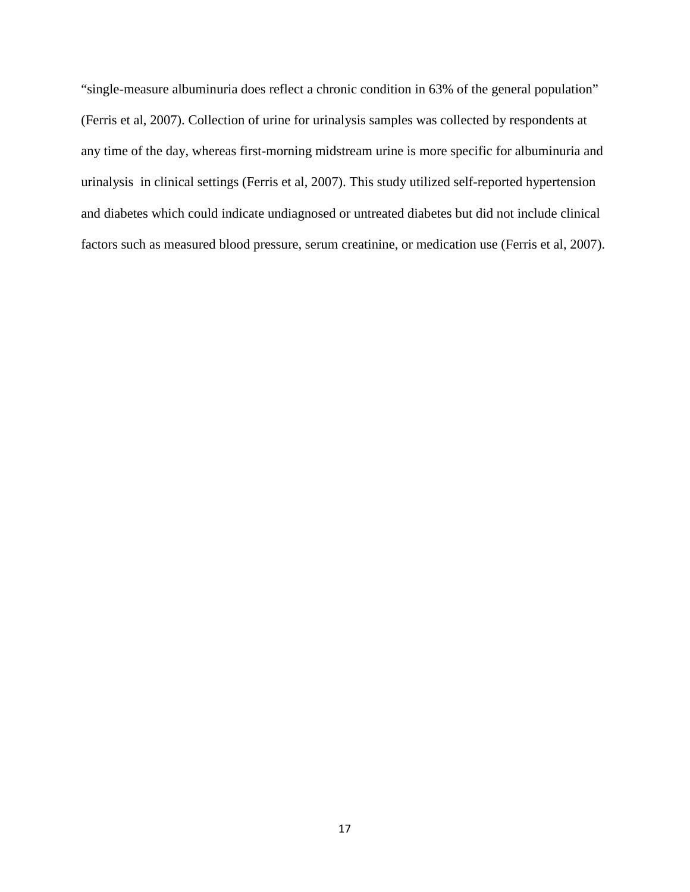"single-measure albuminuria does reflect a chronic condition in 63% of the general population" (Ferris et al, 2007). Collection of urine for urinalysis samples was collected by respondents at any time of the day, whereas first-morning midstream urine is more specific for albuminuria and urinalysis in clinical settings (Ferris et al, 2007). This study utilized self-reported hypertension and diabetes which could indicate undiagnosed or untreated diabetes but did not include clinical factors such as measured blood pressure, serum creatinine, or medication use (Ferris et al, 2007).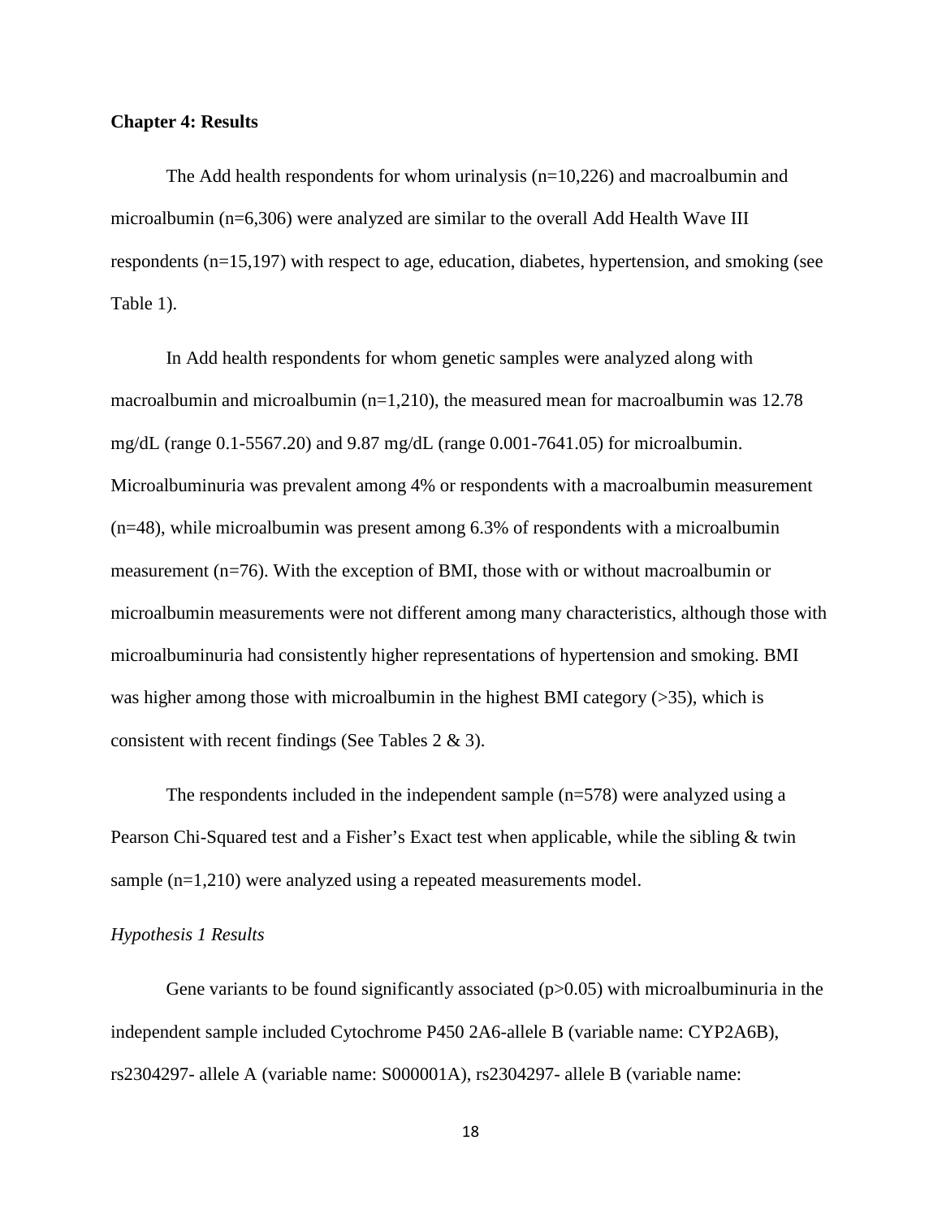**Chapter 4: Results**

The Add health respondents for whom urinalysis (n=10,226) and macroalbumin and microalbumin (n=6,306) were analyzed are similar to the overall Add Health Wave III respondents (n=15,197) with respect to age, education, diabetes, hypertension, and smoking (see Table 1).

In Add health respondents for whom genetic samples were analyzed along with macroalbumin and microalbumin (n=1,210), the measured mean for macroalbumin was 12.78 mg/dL (range 0.1-5567.20) and 9.87 mg/dL (range 0.001-7641.05) for microalbumin. Microalbuminuria was prevalent among 4% or respondents with a macroalbumin measurement (n=48), while microalbumin was present among 6.3% of respondents with a microalbumin measurement (n=76). With the exception of BMI, those with or without macroalbumin or microalbumin measurements were not different among many characteristics, although those with microalbuminuria had consistently higher representations of hypertension and smoking. BMI was higher among those with microalbumin in the highest BMI category (>35), which is consistent with recent findings (See Tables 2 & 3).

The respondents included in the independent sample (n=578) were analyzed using a Pearson Chi-Squared test and a Fisher's Exact test when applicable, while the sibling & twin sample (n=1,210) were analyzed using a repeated measurements model.

*Hypothesis 1 Results*

Gene variants to be found significantly associated ($p>0.05$) with microalbuminuria in the independent sample included Cytochrome P450 2A6-allele B (variable name: CYP2A6B), rs2304297- allele A (variable name: S000001A), rs2304297- allele B (variable name: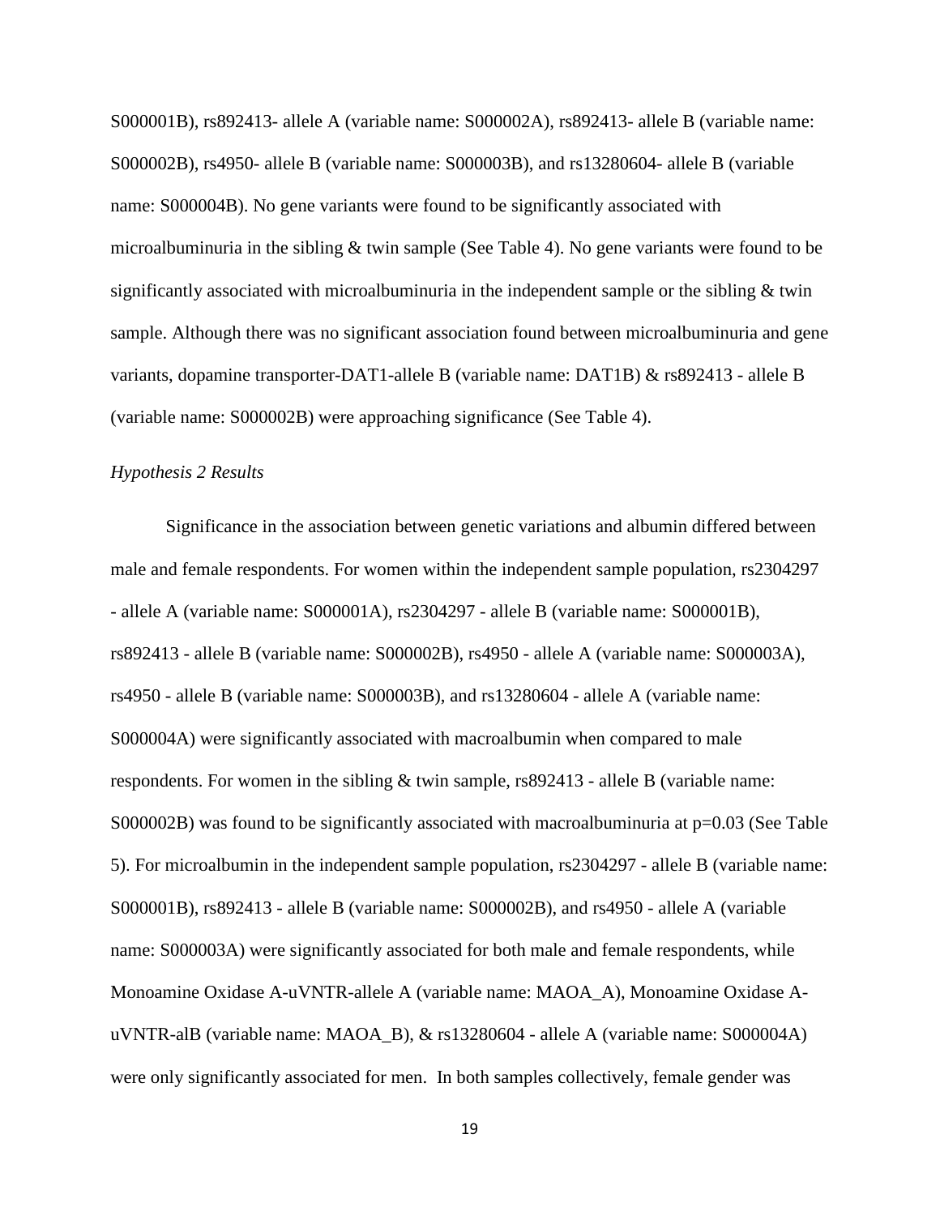S000001B), rs892413- allele A (variable name: S000002A), rs892413- allele B (variable name: S000002B), rs4950- allele B (variable name: S000003B), and rs13280604- allele B (variable name: S000004B). No gene variants were found to be significantly associated with microalbuminuria in the sibling & twin sample (See Table 4). No gene variants were found to be significantly associated with microalbuminuria in the independent sample or the sibling & twin sample. Although there was no significant association found between microalbuminuria and gene variants, dopamine transporter-DAT1-allele B (variable name: DAT1B) & rs892413 - allele B (variable name: S000002B) were approaching significance (See Table 4).

*Hypothesis 2 Results*

Significance in the association between genetic variations and albumin differed between male and female respondents. For women within the independent sample population, rs2304297 - allele A (variable name: S000001A), rs2304297 - allele B (variable name: S000001B), rs892413 - allele B (variable name: S000002B), rs4950 - allele A (variable name: S000003A), rs4950 - allele B (variable name: S000003B), and rs13280604 - allele A (variable name: S000004A) were significantly associated with macroalbumin when compared to male respondents. For women in the sibling & twin sample, rs892413 - allele B (variable name: S000002B) was found to be significantly associated with macroalbuminuria at $p=0.03$ (See Table 5). For microalbumin in the independent sample population, rs2304297 - allele B (variable name: S000001B), rs892413 - allele B (variable name: S000002B), and rs4950 - allele A (variable name: S000003A) were significantly associated for both male and female respondents, while Monoamine Oxidase A-uVNTR-allele A (variable name: MAOA_A), Monoamine Oxidase A-uVNTR-alB (variable name: MAOA_B), & rs13280604 - allele A (variable name: S000004A) were only significantly associated for men. In both samples collectively, female gender was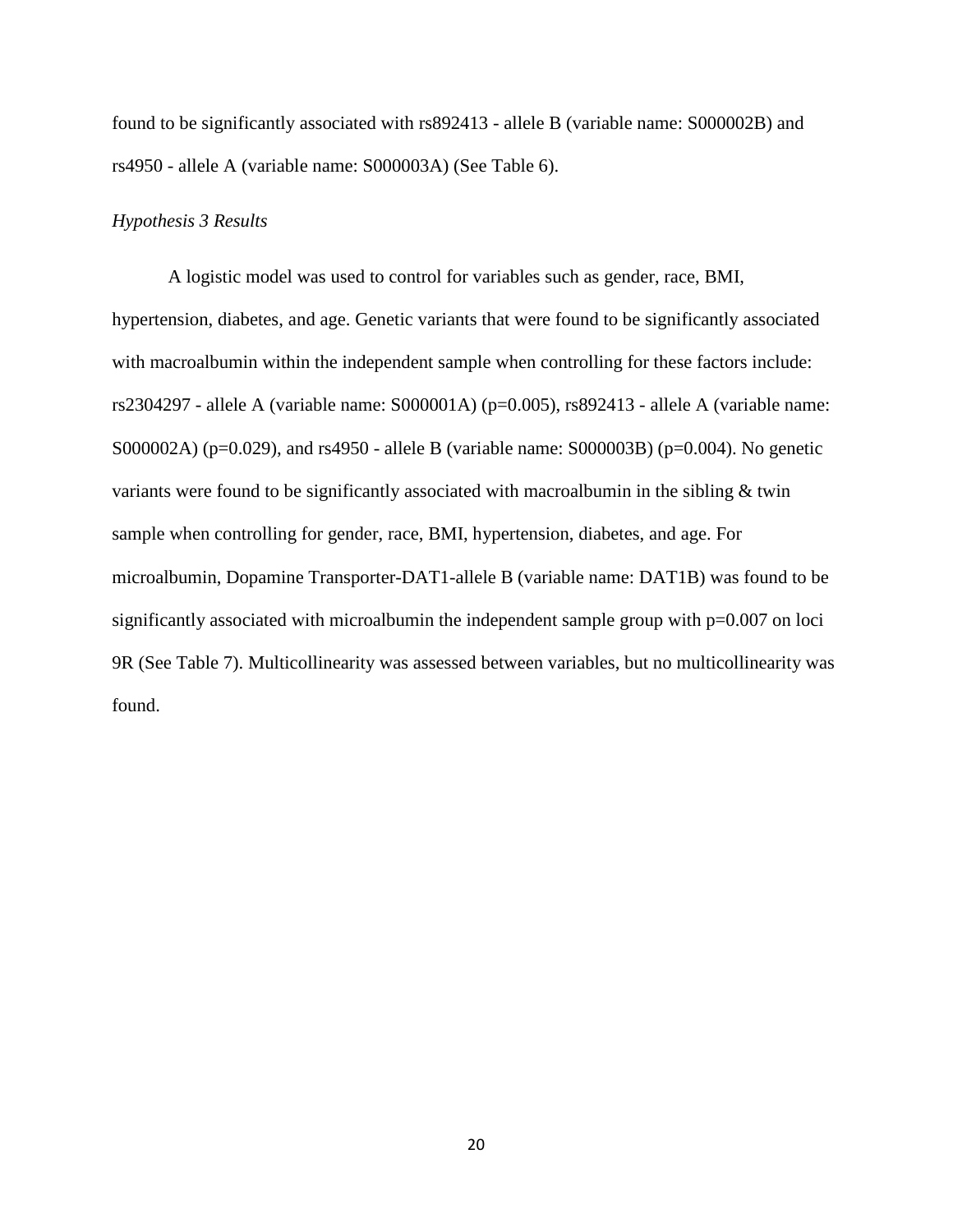found to be significantly associated with rs892413 - allele B (variable name: S000002B) and rs4950 - allele A (variable name: S000003A) (See Table 6).

*Hypothesis 3 Results*

A logistic model was used to control for variables such as gender, race, BMI, hypertension, diabetes, and age. Genetic variants that were found to be significantly associated with macroalbumin within the independent sample when controlling for these factors include: rs2304297 - allele A (variable name: S000001A) ($p=0.005$), rs892413 - allele A (variable name: S000002A) ($p=0.029$), and rs4950 - allele B (variable name: S000003B) ($p=0.004$). No genetic variants were found to be significantly associated with macroalbumin in the sibling & twin sample when controlling for gender, race, BMI, hypertension, diabetes, and age. For microalbumin, Dopamine Transporter-DAT1-allele B (variable name: DAT1B) was found to be significantly associated with microalbumin the independent sample group with $p=0.007$ on loci 9R (See Table 7). Multicollinearity was assessed between variables, but no multicollinearity was found.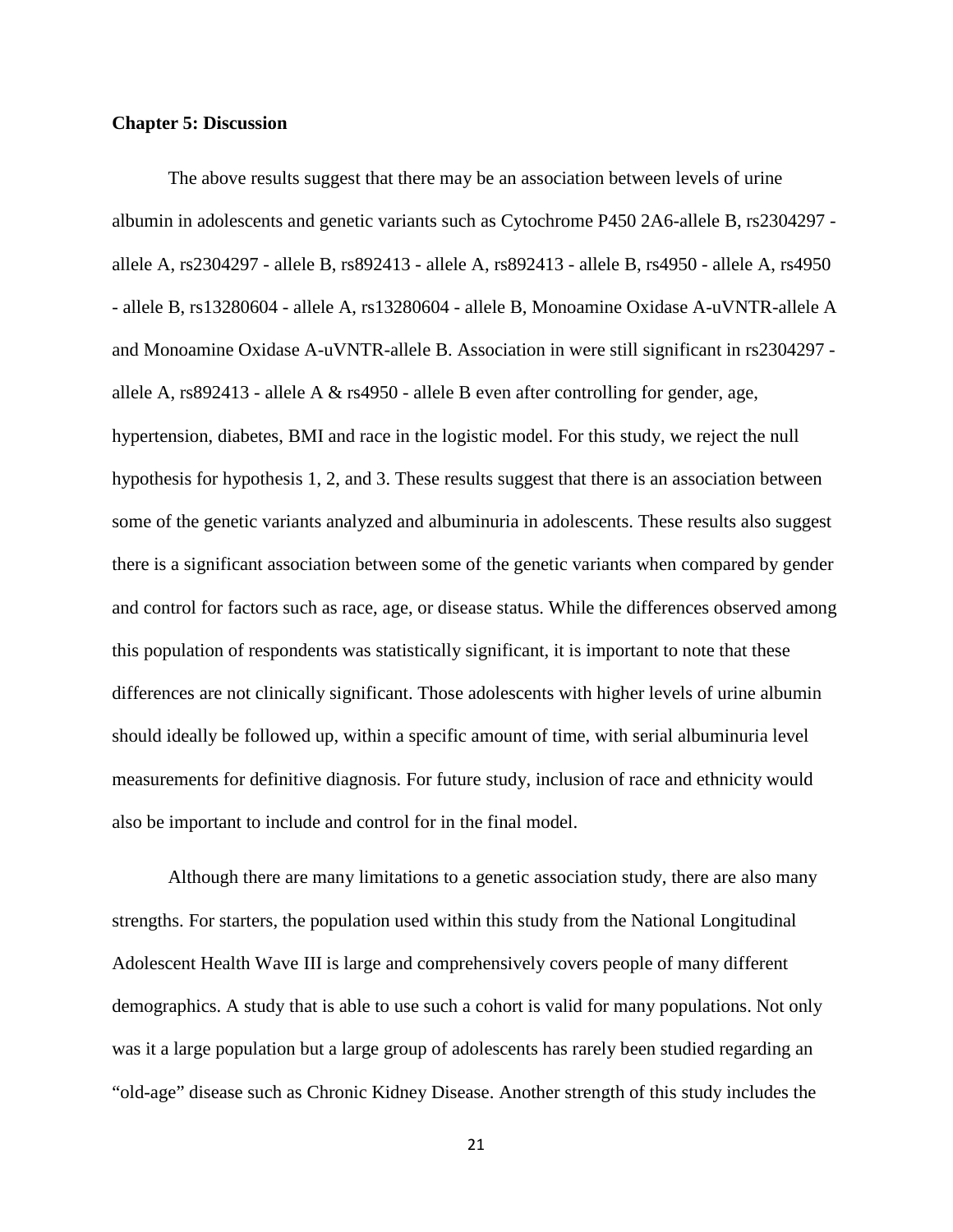## Chapter 5: Discussion

The above results suggest that there may be an association between levels of urine albumin in adolescents and genetic variants such as Cytochrome P450 2A6-allele B, rs2304297 - allele A, rs2304297 - allele B, rs892413 - allele A, rs892413 - allele B, rs4950 - allele A, rs4950 - allele B, rs13280604 - allele A, rs13280604 - allele B, Monoamine Oxidase A-uVNTR-allele A and Monoamine Oxidase A-uVNTR-allele B. Association in were still significant in rs2304297 - allele A, rs892413 - allele A & rs4950 - allele B even after controlling for gender, age, hypertension, diabetes, BMI and race in the logistic model. For this study, we reject the null hypothesis for hypothesis 1, 2, and 3. These results suggest that there is an association between some of the genetic variants analyzed and albuminuria in adolescents. These results also suggest there is a significant association between some of the genetic variants when compared by gender and control for factors such as race, age, or disease status. While the differences observed among this population of respondents was statistically significant, it is important to note that these differences are not clinically significant. Those adolescents with higher levels of urine albumin should ideally be followed up, within a specific amount of time, with serial albuminuria level measurements for definitive diagnosis. For future study, inclusion of race and ethnicity would also be important to include and control for in the final model.

Although there are many limitations to a genetic association study, there are also many strengths. For starters, the population used within this study from the National Longitudinal Adolescent Health Wave III is large and comprehensively covers people of many different demographics. A study that is able to use such a cohort is valid for many populations. Not only was it a large population but a large group of adolescents has rarely been studied regarding an "old-age" disease such as Chronic Kidney Disease. Another strength of this study includes the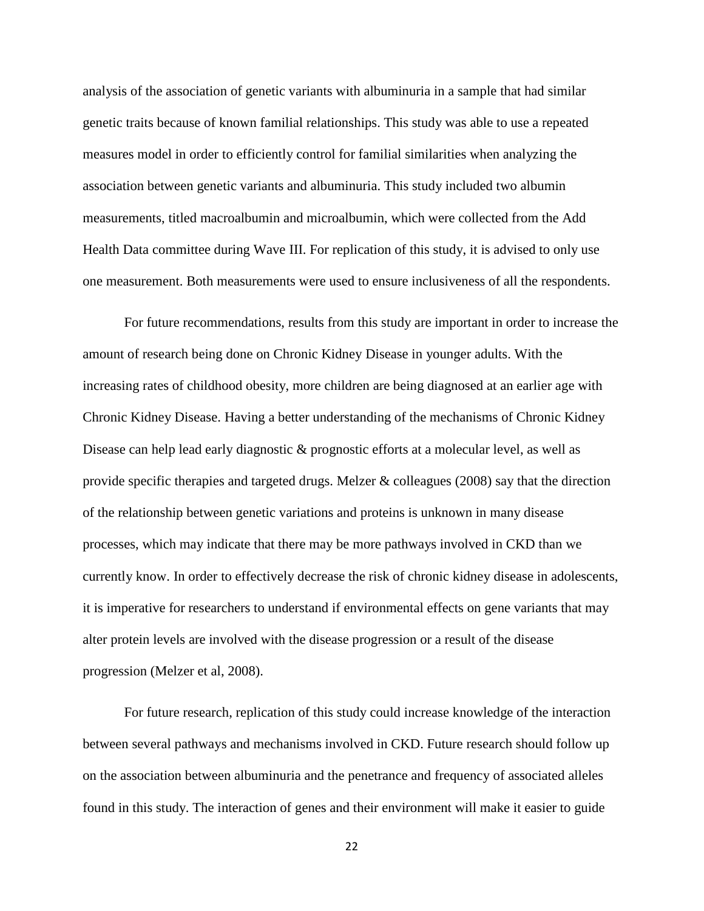analysis of the association of genetic variants with albuminuria in a sample that had similar genetic traits because of known familial relationships. This study was able to use a repeated measures model in order to efficiently control for familial similarities when analyzing the association between genetic variants and albuminuria. This study included two albumin measurements, titled macroalbumin and microalbumin, which were collected from the Add Health Data committee during Wave III. For replication of this study, it is advised to only use one measurement. Both measurements were used to ensure inclusiveness of all the respondents.

For future recommendations, results from this study are important in order to increase the amount of research being done on Chronic Kidney Disease in younger adults. With the increasing rates of childhood obesity, more children are being diagnosed at an earlier age with Chronic Kidney Disease. Having a better understanding of the mechanisms of Chronic Kidney Disease can help lead early diagnostic & prognostic efforts at a molecular level, as well as provide specific therapies and targeted drugs. Melzer & colleagues (2008) say that the direction of the relationship between genetic variations and proteins is unknown in many disease processes, which may indicate that there may be more pathways involved in CKD than we currently know. In order to effectively decrease the risk of chronic kidney disease in adolescents, it is imperative for researchers to understand if environmental effects on gene variants that may alter protein levels are involved with the disease progression or a result of the disease progression (Melzer et al, 2008).

For future research, replication of this study could increase knowledge of the interaction between several pathways and mechanisms involved in CKD. Future research should follow up on the association between albuminuria and the penetrance and frequency of associated alleles found in this study. The interaction of genes and their environment will make it easier to guide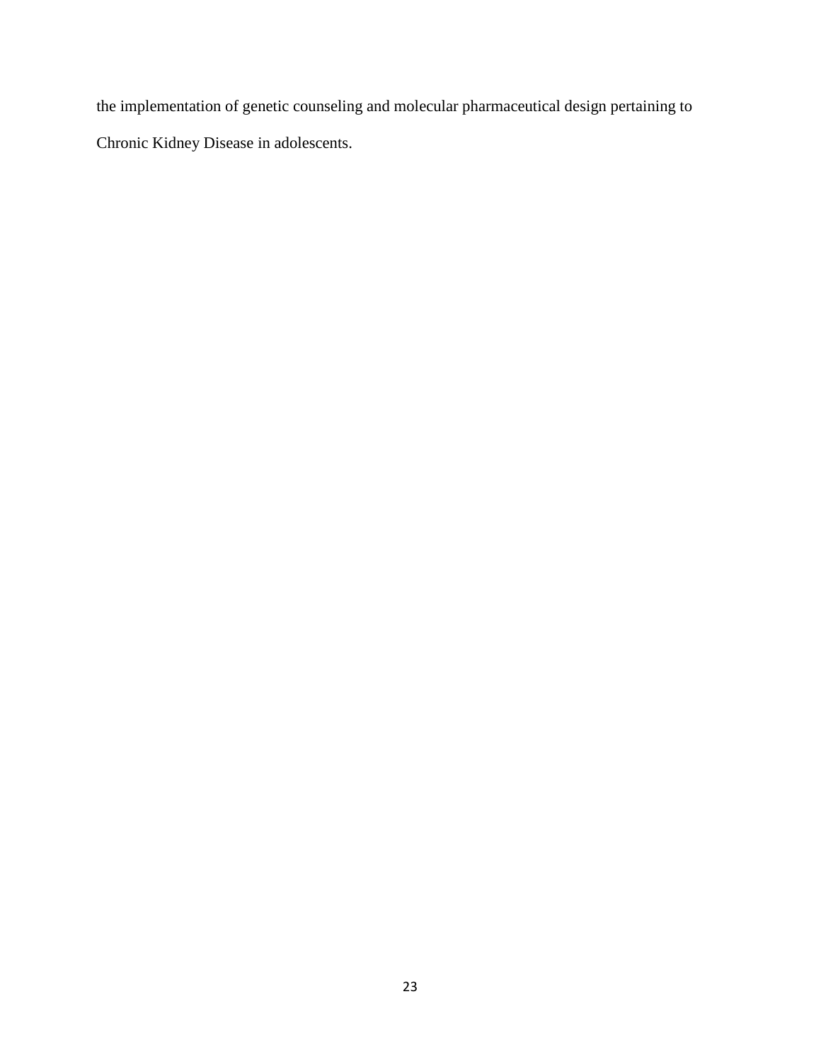the implementation of genetic counseling and molecular pharmaceutical design pertaining to Chronic Kidney Disease in adolescents.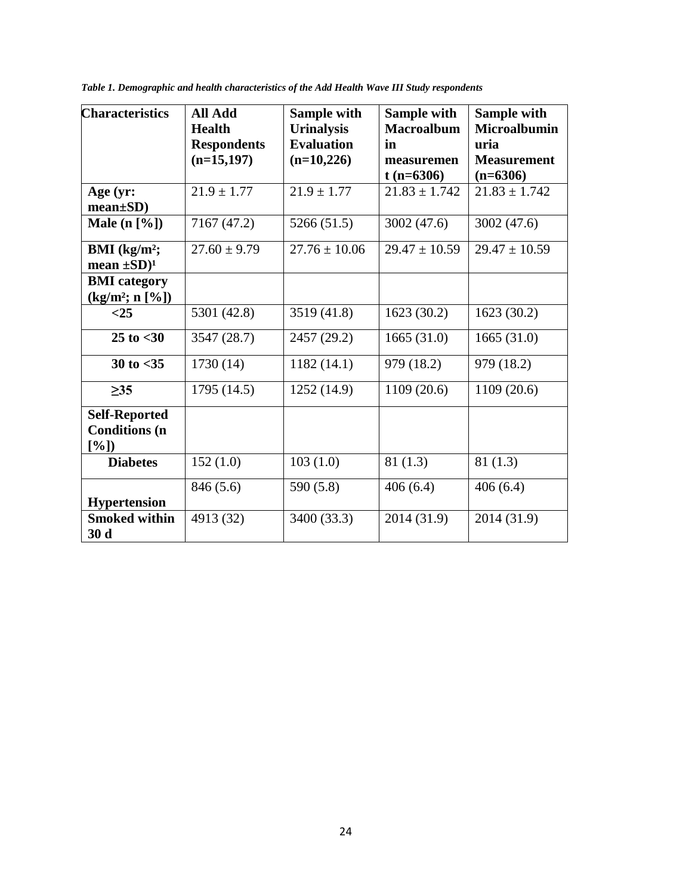*Table 1. Demographic and health characteristics of the Add Health Wave III Study respondents*

| Characteristics | All Add Health Respondents (n=15,197) | Sample with Urinalysis Evaluation (n=10,226) | Sample with Macroalbumin measurement (n=6306) | Sample with Microalbuminuria Measurement (n=6306) |
|---|---|---|---|---|
| **Age (yr: mean±SD)** | 21.9 ± 1.77 | 21.9 ± 1.77 | 21.83 ± 1.742 | 21.83 ± 1.742 |
| **Male (n [%])** | 7167 (47.2) | 5266 (51.5) | 3002 (47.6) | 3002 (47.6) |
| **BMI ($kg/m^2$; mean ±SD)[1]** | 27.60 ± 9.79 | 27.76 ± 10.06 | 29.47 ± 10.59 | 29.47 ± 10.59 |
| **BMI category ($kg/m^2$; n [%])** | | | | |
| **<25** | 5301 (42.8) | 3519 (41.8) | 1623 (30.2) | 1623 (30.2) |
| **25 to <30** | 3547 (28.7) | 2457 (29.2) | 1665 (31.0) | 1665 (31.0) |
| **30 to <35** | 1730 (14) | 1182 (14.1) | 979 (18.2) | 979 (18.2) |
| **≥35** | 1795 (14.5) | 1252 (14.9) | 1109 (20.6) | 1109 (20.6) |
| **Self-Reported Conditions (n [%])** | | | | |
| **Diabetes** | 152 (1.0) | 103 (1.0) | 81 (1.3) | 81 (1.3) |
| **Hypertension** | 846 (5.6) | 590 (5.8) | 406 (6.4) | 406 (6.4) |
| **Smoked within 30 d** | 4913 (32) | 3400 (33.3) | 2014 (31.9) | 2014 (31.9) |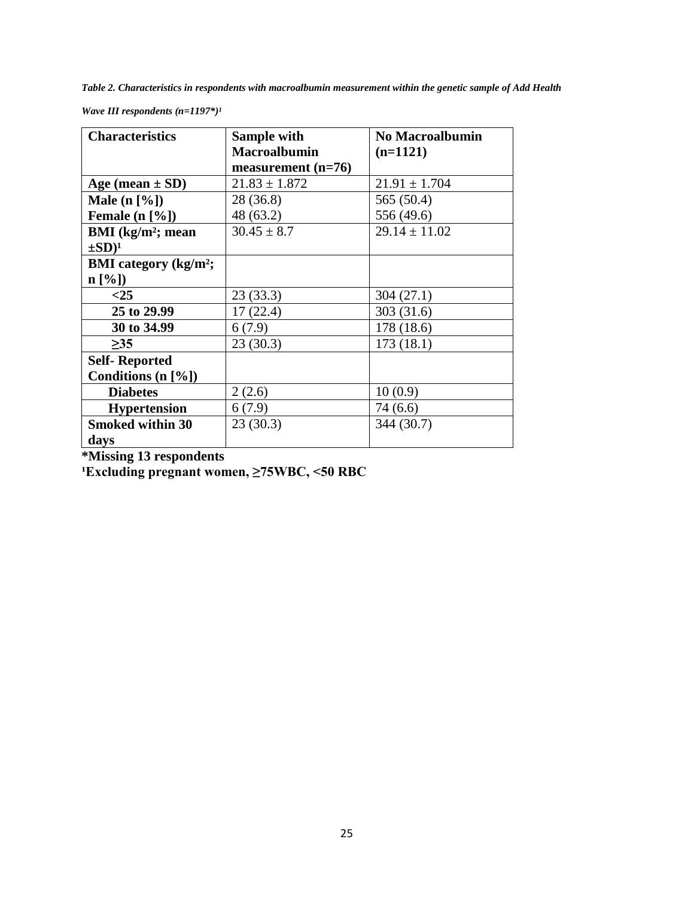*Table 2. Characteristics in respondents with macroalbumin measurement within the genetic sample of Add Health Wave III respondents (n=1197*)[1]*

| Characteristics | Sample with Macroalbumin measurement (n=76) | No Macroalbumin (n=1121) |
|---|---|---|
| **Age (mean ± SD)** | 21.83 ± 1.872 | 21.91 ± 1.704 |
| **Male (n [%])** | 28 (36.8) | 565 (50.4) |
| **Female (n [%])** | 48 (63.2) | 556 (49.6) |
| **BMI ($kg/m^2$; mean ±SD)[1]** | 30.45 ± 8.7 | 29.14 ± 11.02 |
| **BMI category ($kg/m^2$; n [%])** | | |
| **<25** | 23 (33.3) | 304 (27.1) |
| **25 to 29.99** | 17 (22.4) | 303 (31.6) |
| **30 to 34.99** | 6 (7.9) | 178 (18.6) |
| **≥35** | 23 (30.3) | 173 (18.1) |
| **Self- Reported Conditions (n [%])** | | |
| **Diabetes** | 2 (2.6) | 10 (0.9) |
| **Hypertension** | 6 (7.9) | 74 (6.6) |
| **Smoked within 30 days** | 23 (30.3) | 344 (30.7) |

**\*Missing 13 respondents**

**[1]Excluding pregnant women, ≥75WBC, <50 RBC**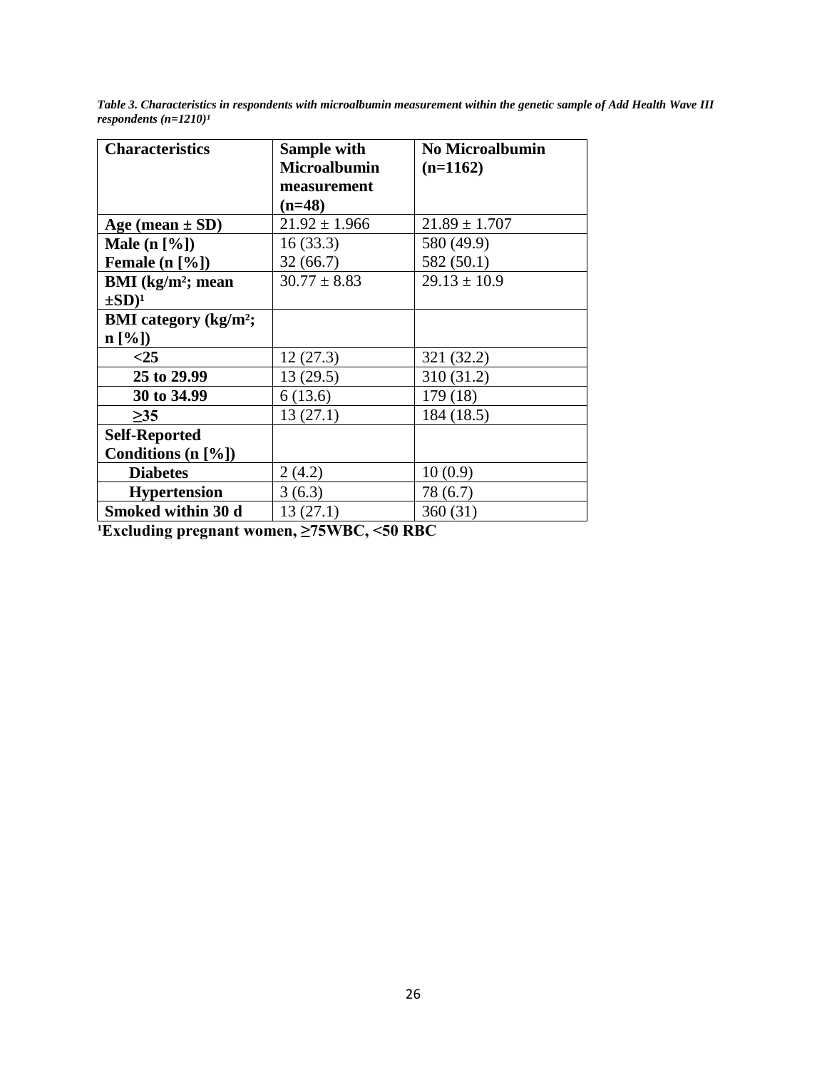*Table 3. Characteristics in respondents with microalbumin measurement within the genetic sample of Add Health Wave III respondents (n=1210)[1]*

| Characteristics | Sample with Microalbumin measurement (n=48) | No Microalbumin (n=1162) |
|---|---|---|
| **Age (mean ± SD)** | 21.92 ± 1.966 | 21.89 ± 1.707 |
| **Male (n [%])** | 16 (33.3) | 580 (49.9) |
| **Female (n [%])** | 32 (66.7) | 582 (50.1) |
| **BMI ($kg/m^2$; mean ±SD)[1]** | 30.77 ± 8.83 | 29.13 ± 10.9 |
| **BMI category ($kg/m^2$; n [%])** | | |
| **<25** | 12 (27.3) | 321 (32.2) |
| **25 to 29.99** | 13 (29.5) | 310 (31.2) |
| **30 to 34.99** | 6 (13.6) | 179 (18) |
| **≥35** | 13 (27.1) | 184 (18.5) |
| **Self-Reported Conditions (n [%])** | | |
| **Diabetes** | 2 (4.2) | 10 (0.9) |
| **Hypertension** | 3 (6.3) | 78 (6.7) |
| **Smoked within 30 d** | 13 (27.1) | 360 (31) |

**[1]Excluding pregnant women, ≥75WBC, <50 RBC**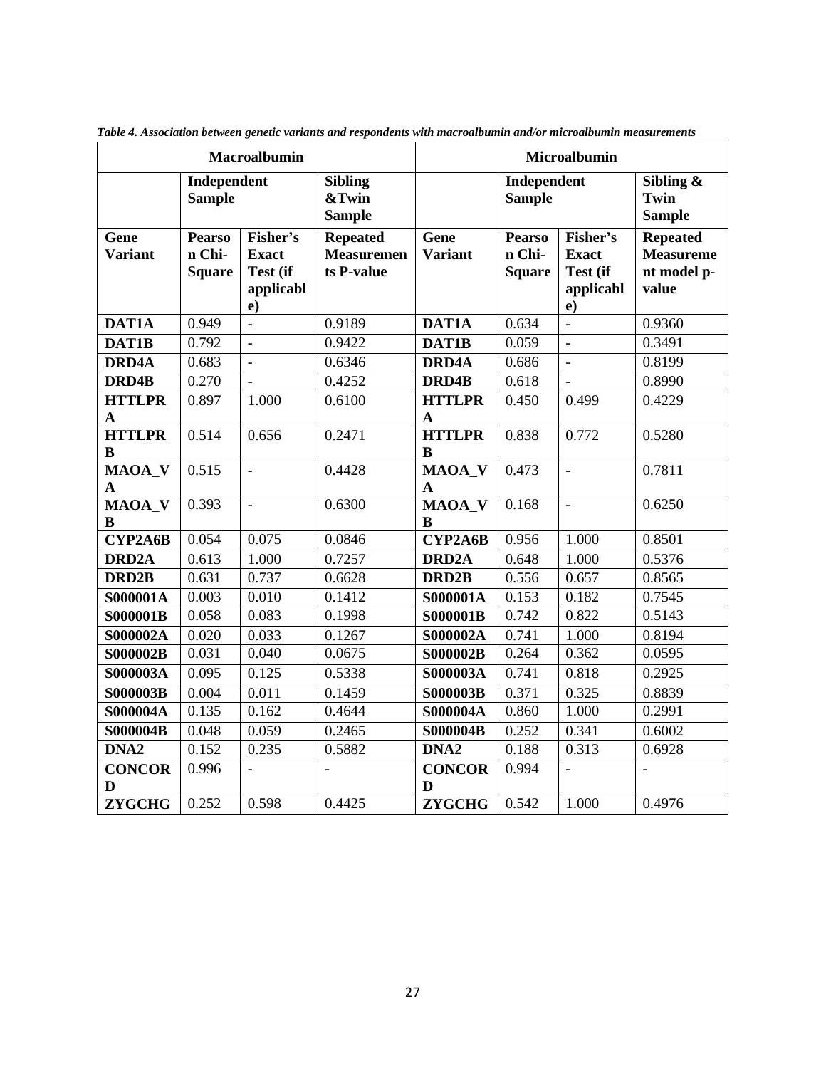*Table 4. Association between genetic variants and respondents with macroalbumin and/or microalbumin measurements*

| Macroalbumin | | | | Microalbumin | | | |
|---|---|---|---|---|---|---|---|
| | Independent Sample | | Sibling &Twin Sample | | Independent Sample | | Sibling & Twin Sample |
| **Gene Variant** | **Pearson Chi-Square** | **Fisher's Exact Test (if applicable)** | **Repeated Measurements P-value** | **Gene Variant** | **Pearson Chi-Square** | **Fisher's Exact Test (if applicable)** | **Repeated Measurement model p-value** |
| **DAT1A** | 0.949 | - | 0.9189 | **DAT1A** | 0.634 | - | 0.9360 |
| **DAT1B** | 0.792 | - | 0.9422 | **DAT1B** | 0.059 | - | 0.3491 |
| **DRD4A** | 0.683 | - | 0.6346 | **DRD4A** | 0.686 | - | 0.8199 |
| **DRD4B** | 0.270 | - | 0.4252 | **DRD4B** | 0.618 | - | 0.8990 |
| **HTTLPR A** | 0.897 | 1.000 | 0.6100 | **HTTLPR A** | 0.450 | 0.499 | 0.4229 |
| **HTTLPR B** | 0.514 | 0.656 | 0.2471 | **HTTLPR B** | 0.838 | 0.772 | 0.5280 |
| **MAOA_VA** | 0.515 | - | 0.4428 | **MAOA_VA** | 0.473 | - | 0.7811 |
| **MAOA_VB** | 0.393 | - | 0.6300 | **MAOA_VB** | 0.168 | - | 0.6250 |
| **CYP2A6B** | 0.054 | 0.075 | 0.0846 | **CYP2A6B** | 0.956 | 1.000 | 0.8501 |
| **DRD2A** | 0.613 | 1.000 | 0.7257 | **DRD2A** | 0.648 | 1.000 | 0.5376 |
| **DRD2B** | 0.631 | 0.737 | 0.6628 | **DRD2B** | 0.556 | 0.657 | 0.8565 |
| **S000001A** | 0.003 | 0.010 | 0.1412 | **S000001A** | 0.153 | 0.182 | 0.7545 |
| **S000001B** | 0.058 | 0.083 | 0.1998 | **S000001B** | 0.742 | 0.822 | 0.5143 |
| **S000002A** | 0.020 | 0.033 | 0.1267 | **S000002A** | 0.741 | 1.000 | 0.8194 |
| **S000002B** | 0.031 | 0.040 | 0.0675 | **S000002B** | 0.264 | 0.362 | 0.0595 |
| **S000003A** | 0.095 | 0.125 | 0.5338 | **S000003A** | 0.741 | 0.818 | 0.2925 |
| **S000003B** | 0.004 | 0.011 | 0.1459 | **S000003B** | 0.371 | 0.325 | 0.8839 |
| **S000004A** | 0.135 | 0.162 | 0.4644 | **S000004A** | 0.860 | 1.000 | 0.2991 |
| **S000004B** | 0.048 | 0.059 | 0.2465 | **S000004B** | 0.252 | 0.341 | 0.6002 |
| **DNA2** | 0.152 | 0.235 | 0.5882 | **DNA2** | 0.188 | 0.313 | 0.6928 |
| **CONCORD** | 0.996 | - | - | **CONCORD** | 0.994 | - | - |
| **ZYGCHG** | 0.252 | 0.598 | 0.4425 | **ZYGCHG** | 0.542 | 1.000 | 0.4976 |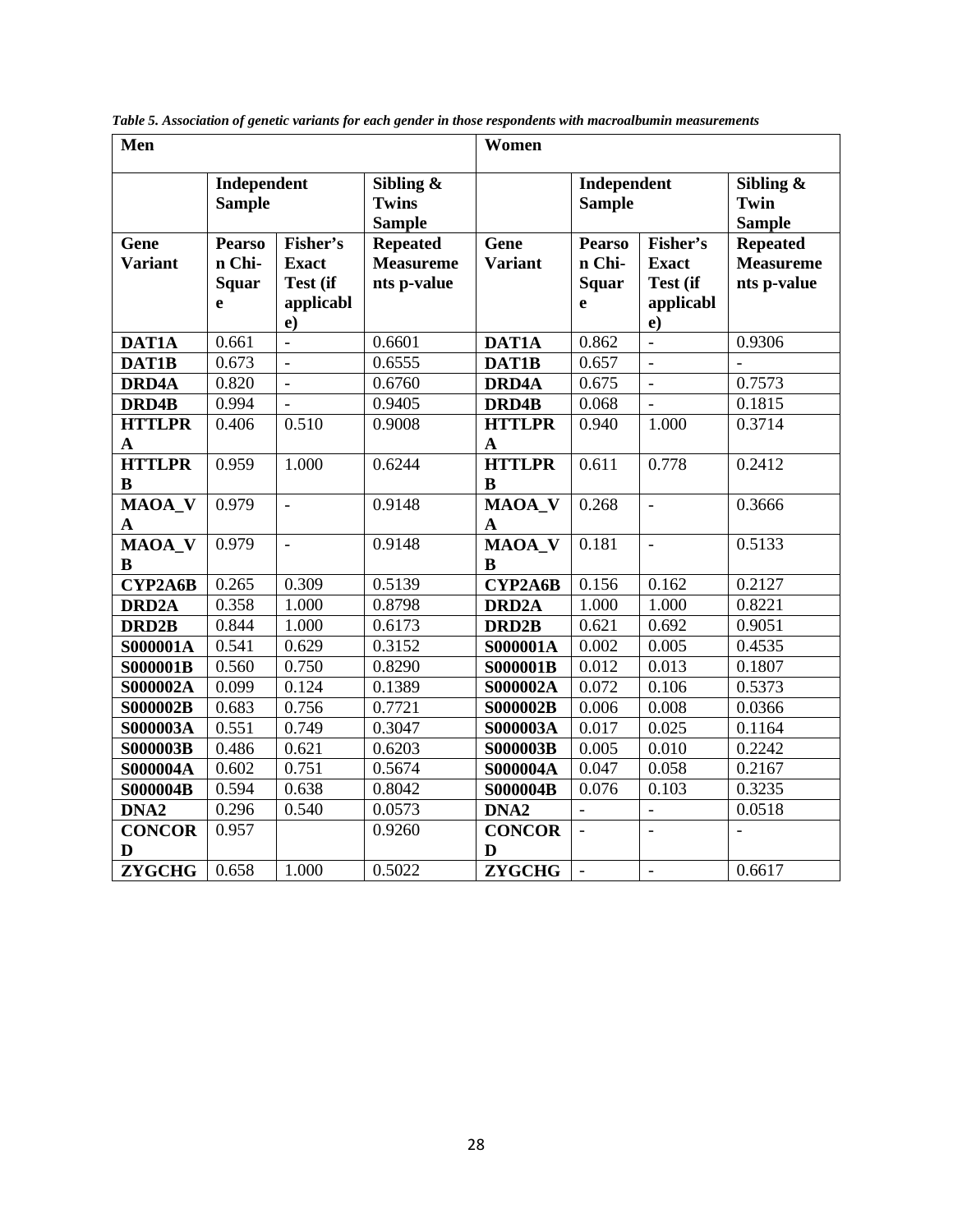*Table 5. Association of genetic variants for each gender in those respondents with macroalbumin measurements*

| Men | | | | Women | | | |
|---|---|---|---|---|---|---|---|
| | Independent Sample | | Sibling & Twins Sample | | Independent Sample | | Sibling & Twin Sample |
| Gene Variant | Pearson Chi-Square | Fisher's Exact Test (if applicable) | Repeated Measurements p-value | Gene Variant | Pearson Chi-Square | Fisher's Exact Test (if applicable) | Repeated Measurements p-value |
| **DAT1A** | 0.661 | - | 0.6601 | **DAT1A** | 0.862 | - | 0.9306 |
| **DAT1B** | 0.673 | - | 0.6555 | **DAT1B** | 0.657 | - | - |
| **DRD4A** | 0.820 | - | 0.6760 | **DRD4A** | 0.675 | - | 0.7573 |
| **DRD4B** | 0.994 | - | 0.9405 | **DRD4B** | 0.068 | - | 0.1815 |
| **HTTLPRA** | 0.406 | 0.510 | 0.9008 | **HTTLPRA** | 0.940 | 1.000 | 0.3714 |
| **HTTLPRB** | 0.959 | 1.000 | 0.6244 | **HTTLPRB** | 0.611 | 0.778 | 0.2412 |
| **MAOA_VA** | 0.979 | - | 0.9148 | **MAOA_VA** | 0.268 | - | 0.3666 |
| **MAOA_VB** | 0.979 | - | 0.9148 | **MAOA_VB** | 0.181 | - | 0.5133 |
| **CYP2A6B** | 0.265 | 0.309 | 0.5139 | **CYP2A6B** | 0.156 | 0.162 | 0.2127 |
| **DRD2A** | 0.358 | 1.000 | 0.8798 | **DRD2A** | 1.000 | 1.000 | 0.8221 |
| **DRD2B** | 0.844 | 1.000 | 0.6173 | **DRD2B** | 0.621 | 0.692 | 0.9051 |
| **S000001A** | 0.541 | 0.629 | 0.3152 | **S000001A** | 0.002 | 0.005 | 0.4535 |
| **S000001B** | 0.560 | 0.750 | 0.8290 | **S000001B** | 0.012 | 0.013 | 0.1807 |
| **S000002A** | 0.099 | 0.124 | 0.1389 | **S000002A** | 0.072 | 0.106 | 0.5373 |
| **S000002B** | 0.683 | 0.756 | 0.7721 | **S000002B** | 0.006 | 0.008 | 0.0366 |
| **S000003A** | 0.551 | 0.749 | 0.3047 | **S000003A** | 0.017 | 0.025 | 0.1164 |
| **S000003B** | 0.486 | 0.621 | 0.6203 | **S000003B** | 0.005 | 0.010 | 0.2242 |
| **S000004A** | 0.602 | 0.751 | 0.5674 | **S000004A** | 0.047 | 0.058 | 0.2167 |
| **S000004B** | 0.594 | 0.638 | 0.8042 | **S000004B** | 0.076 | 0.103 | 0.3235 |
| **DNA2** | 0.296 | 0.540 | 0.0573 | **DNA2** | - | - | 0.0518 |
| **CONCORD** | 0.957 | | 0.9260 | **CONCORD** | - | - | - |
| **ZYGCHG** | 0.658 | 1.000 | 0.5022 | **ZYGCHG** | - | - | 0.6617 |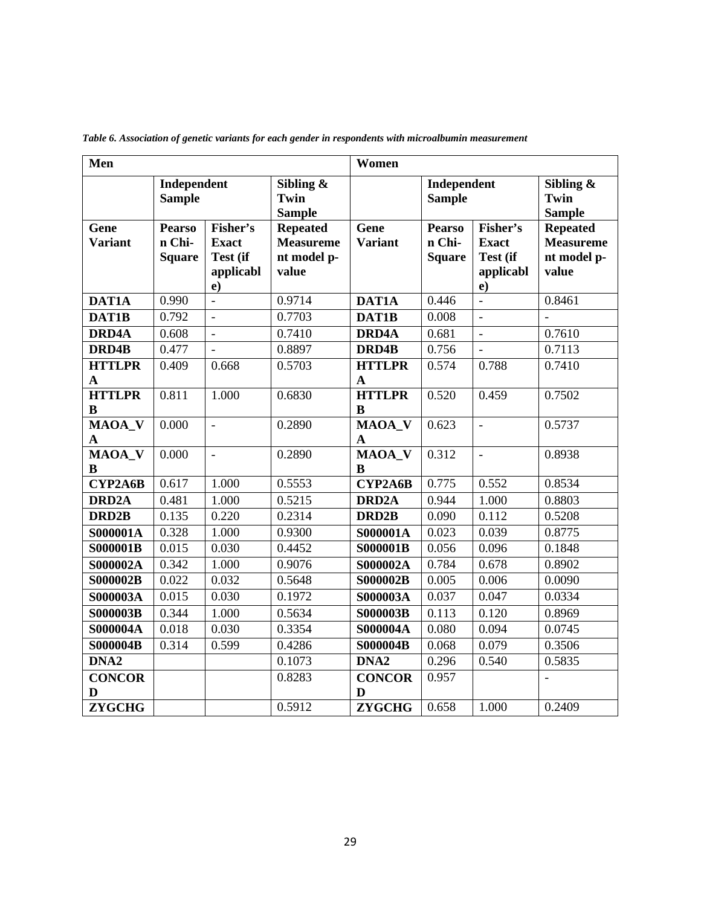*Table 6. Association of genetic variants for each gender in respondents with microalbumin measurement*

| **Men** | | | | **Women** | | | |
|---|---|---|---|---|---|---|---|
| | **Independent Sample** | | **Sibling & Twin Sample** | | **Independent Sample** | | **Sibling & Twin Sample** |
| **Gene Variant** | **Pearson Chi-Square** | **Fisher's Exact Test (if applicable)** | **Repeated Measurement model p-value** | **Gene Variant** | **Pearson Chi-Square** | **Fisher's Exact Test (if applicable)** | **Repeated Measurement model p-value** |
| **DAT1A** | 0.990 | - | 0.9714 | **DAT1A** | 0.446 | - | 0.8461 |
| **DAT1B** | 0.792 | - | 0.7703 | **DAT1B** | 0.008 | - | - |
| **DRD4A** | 0.608 | - | 0.7410 | **DRD4A** | 0.681 | - | 0.7610 |
| **DRD4B** | 0.477 | - | 0.8897 | **DRD4B** | 0.756 | - | 0.7113 |
| **HTTLPR A** | 0.409 | 0.668 | 0.5703 | **HTTLPR A** | 0.574 | 0.788 | 0.7410 |
| **HTTLPR B** | 0.811 | 1.000 | 0.6830 | **HTTLPR B** | 0.520 | 0.459 | 0.7502 |
| **MAOA_VA** | 0.000 | - | 0.2890 | **MAOA_VA** | 0.623 | - | 0.5737 |
| **MAOA_VB** | 0.000 | - | 0.2890 | **MAOA_VB** | 0.312 | - | 0.8938 |
| **CYP2A6B** | 0.617 | 1.000 | 0.5553 | **CYP2A6B** | 0.775 | 0.552 | 0.8534 |
| **DRD2A** | 0.481 | 1.000 | 0.5215 | **DRD2A** | 0.944 | 1.000 | 0.8803 |
| **DRD2B** | 0.135 | 0.220 | 0.2314 | **DRD2B** | 0.090 | 0.112 | 0.5208 |
| **S000001A** | 0.328 | 1.000 | 0.9300 | **S000001A** | 0.023 | 0.039 | 0.8775 |
| **S000001B** | 0.015 | 0.030 | 0.4452 | **S000001B** | 0.056 | 0.096 | 0.1848 |
| **S000002A** | 0.342 | 1.000 | 0.9076 | **S000002A** | 0.784 | 0.678 | 0.8902 |
| **S000002B** | 0.022 | 0.032 | 0.5648 | **S000002B** | 0.005 | 0.006 | 0.0090 |
| **S000003A** | 0.015 | 0.030 | 0.1972 | **S000003A** | 0.037 | 0.047 | 0.0334 |
| **S000003B** | 0.344 | 1.000 | 0.5634 | **S000003B** | 0.113 | 0.120 | 0.8969 |
| **S000004A** | 0.018 | 0.030 | 0.3354 | **S000004A** | 0.080 | 0.094 | 0.0745 |
| **S000004B** | 0.314 | 0.599 | 0.4286 | **S000004B** | 0.068 | 0.079 | 0.3506 |
| **DNA2** | | | 0.1073 | **DNA2** | 0.296 | 0.540 | 0.5835 |
| **CONCORD** | | | 0.8283 | **CONCORD** | 0.957 | | - |
| **ZYGCHG** | | | 0.5912 | **ZYGCHG** | 0.658 | 1.000 | 0.2409 |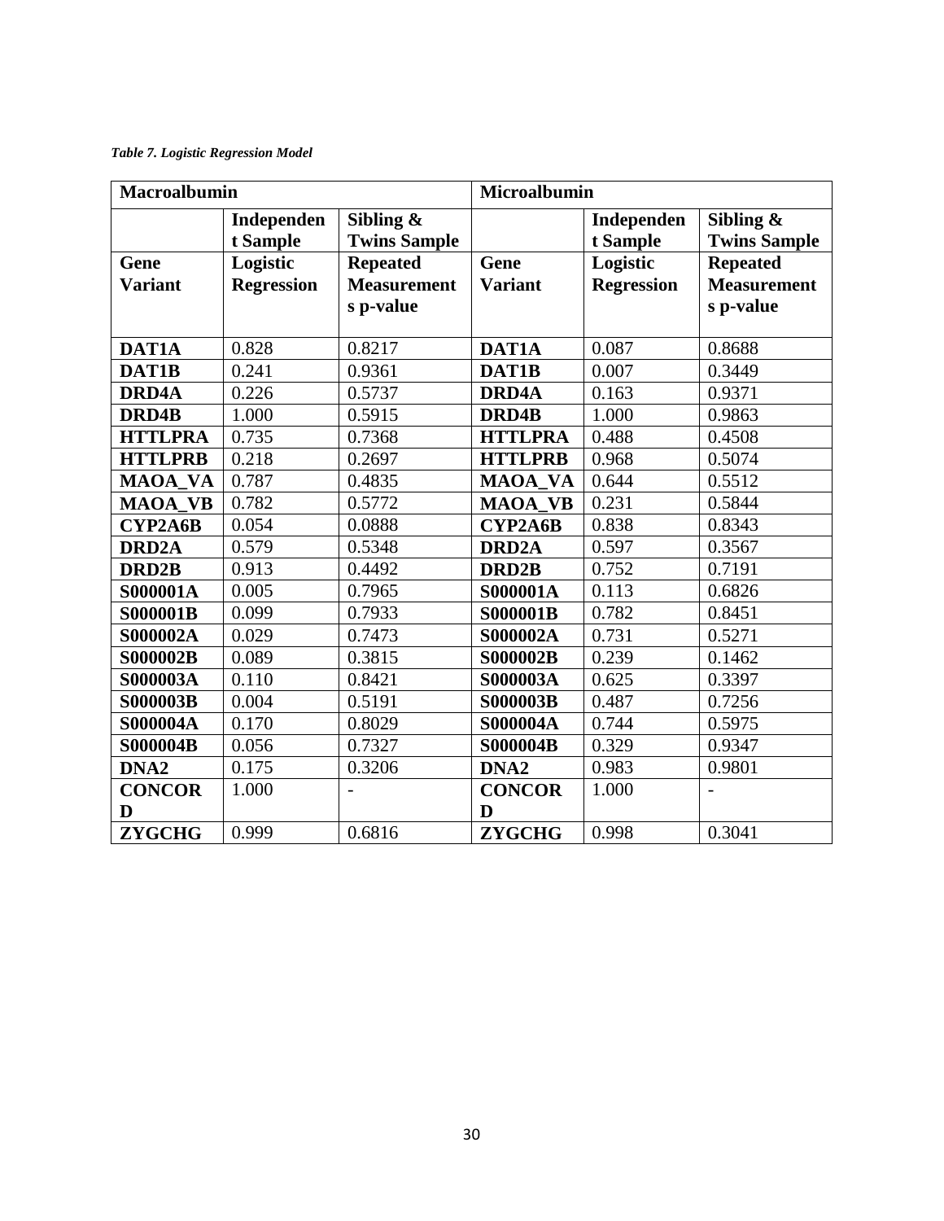*Table 7. Logistic Regression Model*

| Macroalbumin | | | Microalbumin | | |
|---|---|---|---|---|---|
| | Independent Sample | Sibling & Twins Sample | | Independent Sample | Sibling & Twins Sample |
| **Gene Variant** | **Logistic Regression** | **Repeated Measurements p-value** | **Gene Variant** | **Logistic Regression** | **Repeated Measurements p-value** |
| **DAT1A** | 0.828 | 0.8217 | **DAT1A** | 0.087 | 0.8688 |
| **DAT1B** | 0.241 | 0.9361 | **DAT1B** | 0.007 | 0.3449 |
| **DRD4A** | 0.226 | 0.5737 | **DRD4A** | 0.163 | 0.9371 |
| **DRD4B** | 1.000 | 0.5915 | **DRD4B** | 1.000 | 0.9863 |
| **HTTLPRA** | 0.735 | 0.7368 | **HTTLPRA** | 0.488 | 0.4508 |
| **HTTLPRB** | 0.218 | 0.2697 | **HTTLPRB** | 0.968 | 0.5074 |
| **MAOA_VA** | 0.787 | 0.4835 | **MAOA_VA** | 0.644 | 0.5512 |
| **MAOA_VB** | 0.782 | 0.5772 | **MAOA_VB** | 0.231 | 0.5844 |
| **CYP2A6B** | 0.054 | 0.0888 | **CYP2A6B** | 0.838 | 0.8343 |
| **DRD2A** | 0.579 | 0.5348 | **DRD2A** | 0.597 | 0.3567 |
| **DRD2B** | 0.913 | 0.4492 | **DRD2B** | 0.752 | 0.7191 |
| **S000001A** | 0.005 | 0.7965 | **S000001A** | 0.113 | 0.6826 |
| **S000001B** | 0.099 | 0.7933 | **S000001B** | 0.782 | 0.8451 |
| **S000002A** | 0.029 | 0.7473 | **S000002A** | 0.731 | 0.5271 |
| **S000002B** | 0.089 | 0.3815 | **S000002B** | 0.239 | 0.1462 |
| **S000003A** | 0.110 | 0.8421 | **S000003A** | 0.625 | 0.3397 |
| **S000003B** | 0.004 | 0.5191 | **S000003B** | 0.487 | 0.7256 |
| **S000004A** | 0.170 | 0.8029 | **S000004A** | 0.744 | 0.5975 |
| **S000004B** | 0.056 | 0.7327 | **S000004B** | 0.329 | 0.9347 |
| **DNA2** | 0.175 | 0.3206 | **DNA2** | 0.983 | 0.9801 |
| **CONCORD** | 1.000 | - | **CONCORD** | 1.000 | - |
| **ZYGCHG** | 0.999 | 0.6816 | **ZYGCHG** | 0.998 | 0.3041 |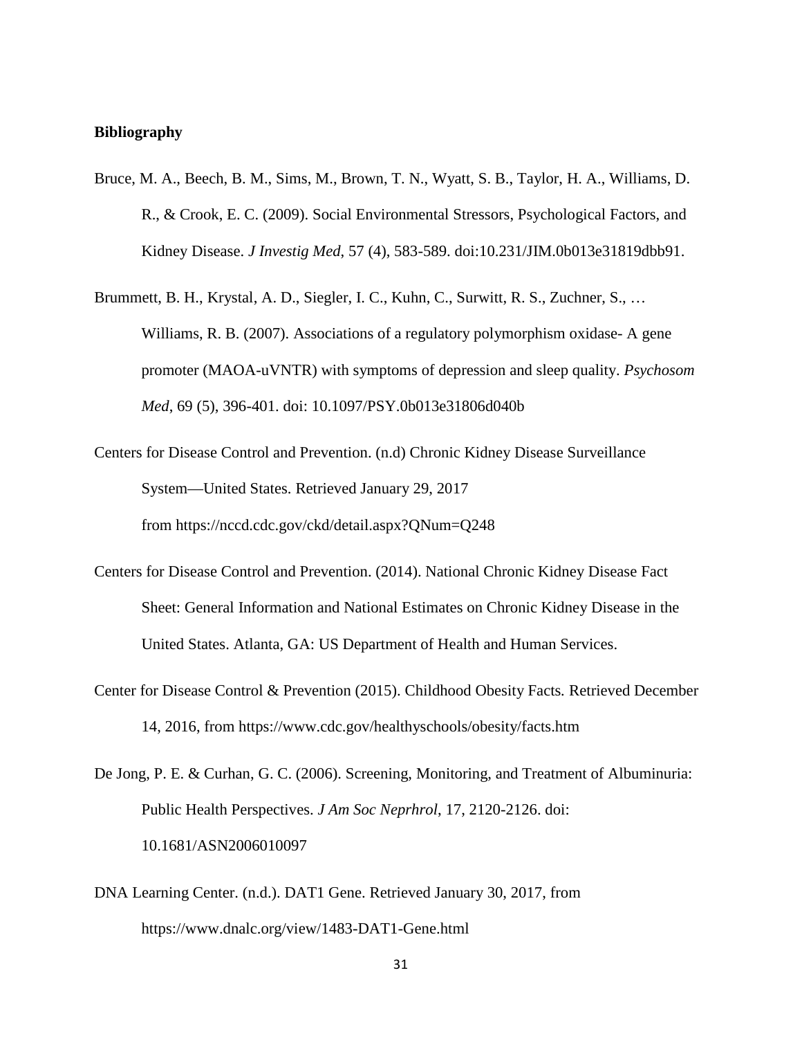**Bibliography**

Bruce, M. A., Beech, B. M., Sims, M., Brown, T. N., Wyatt, S. B., Taylor, H. A., Williams, D. R., & Crook, E. C. (2009). Social Environmental Stressors, Psychological Factors, and Kidney Disease. *J Investig Med*, 57 (4), 583-589. doi:10.231/JIM.0b013e31819dbb91.

Brummett, B. H., Krystal, A. D., Siegler, I. C., Kuhn, C., Surwitt, R. S., Zuchner, S., … Williams, R. B. (2007). Associations of a regulatory polymorphism oxidase- A gene promoter (MAOA-uVNTR) with symptoms of depression and sleep quality. *Psychosom Med*, 69 (5), 396-401. doi: 10.1097/PSY.0b013e31806d040b

Centers for Disease Control and Prevention. (n.d) Chronic Kidney Disease Surveillance System—United States. Retrieved January 29, 2017 from https://nccd.cdc.gov/ckd/detail.aspx?QNum=Q248

Centers for Disease Control and Prevention. (2014). National Chronic Kidney Disease Fact Sheet: General Information and National Estimates on Chronic Kidney Disease in the United States. Atlanta, GA: US Department of Health and Human Services.

Center for Disease Control & Prevention (2015). Childhood Obesity Facts. Retrieved December 14, 2016, from https://www.cdc.gov/healthyschools/obesity/facts.htm

De Jong, P. E. & Curhan, G. C. (2006). Screening, Monitoring, and Treatment of Albuminuria: Public Health Perspectives. *J Am Soc Neprhrol*, 17, 2120-2126. doi: 10.1681/ASN2006010097

DNA Learning Center. (n.d.). DAT1 Gene. Retrieved January 30, 2017, from https://www.dnalc.org/view/1483-DAT1-Gene.html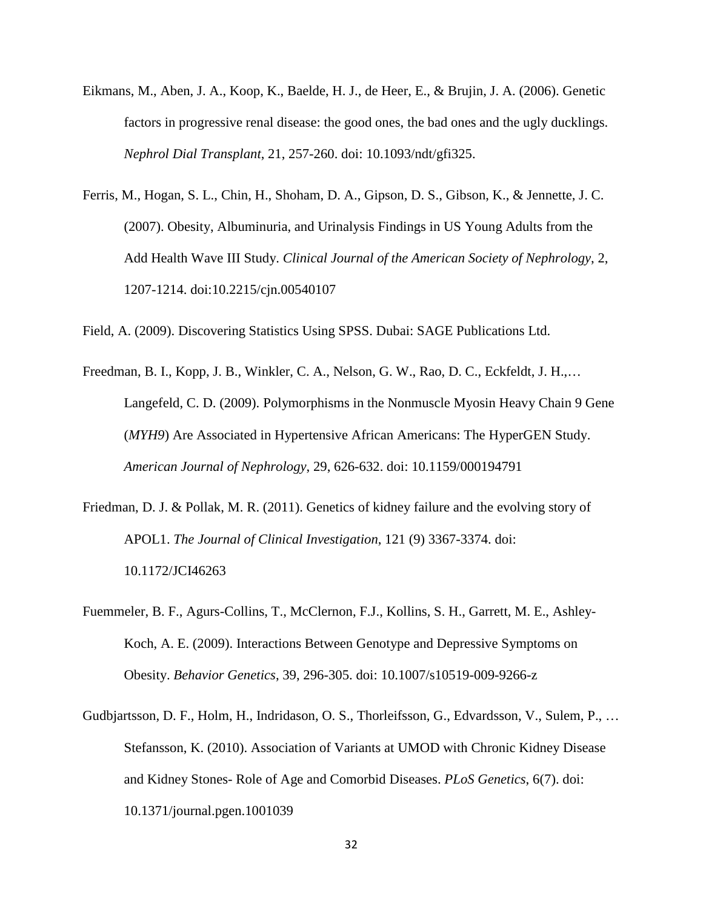Eikmans, M., Aben, J. A., Koop, K., Baelde, H. J., de Heer, E., & Brujin, J. A. (2006). Genetic factors in progressive renal disease: the good ones, the bad ones and the ugly ducklings. *Nephrol Dial Transplant*, 21, 257-260. doi: 10.1093/ndt/gfi325.

Ferris, M., Hogan, S. L., Chin, H., Shoham, D. A., Gipson, D. S., Gibson, K., & Jennette, J. C. (2007). Obesity, Albuminuria, and Urinalysis Findings in US Young Adults from the Add Health Wave III Study. *Clinical Journal of the American Society of Nephrology*, 2, 1207-1214. doi:10.2215/cjn.00540107

Field, A. (2009). Discovering Statistics Using SPSS. Dubai: SAGE Publications Ltd.

Freedman, B. I., Kopp, J. B., Winkler, C. A., Nelson, G. W., Rao, D. C., Eckfeldt, J. H.,… Langefeld, C. D. (2009). Polymorphisms in the Nonmuscle Myosin Heavy Chain 9 Gene (*MYH9*) Are Associated in Hypertensive African Americans: The HyperGEN Study. *American Journal of Nephrology*, 29, 626-632. doi: 10.1159/000194791

Friedman, D. J. & Pollak, M. R. (2011). Genetics of kidney failure and the evolving story of APOL1. *The Journal of Clinical Investigation*, 121 (9) 3367-3374. doi: 10.1172/JCI46263

Fuemmeler, B. F., Agurs-Collins, T., McClernon, F.J., Kollins, S. H., Garrett, M. E., Ashley-Koch, A. E. (2009). Interactions Between Genotype and Depressive Symptoms on Obesity. *Behavior Genetics*, 39, 296-305. doi: 10.1007/s10519-009-9266-z

Gudbjartsson, D. F., Holm, H., Indridason, O. S., Thorleifsson, G., Edvardsson, V., Sulem, P., … Stefansson, K. (2010). Association of Variants at UMOD with Chronic Kidney Disease and Kidney Stones- Role of Age and Comorbid Diseases. *PLoS Genetics*, 6(7). doi: 10.1371/journal.pgen.1001039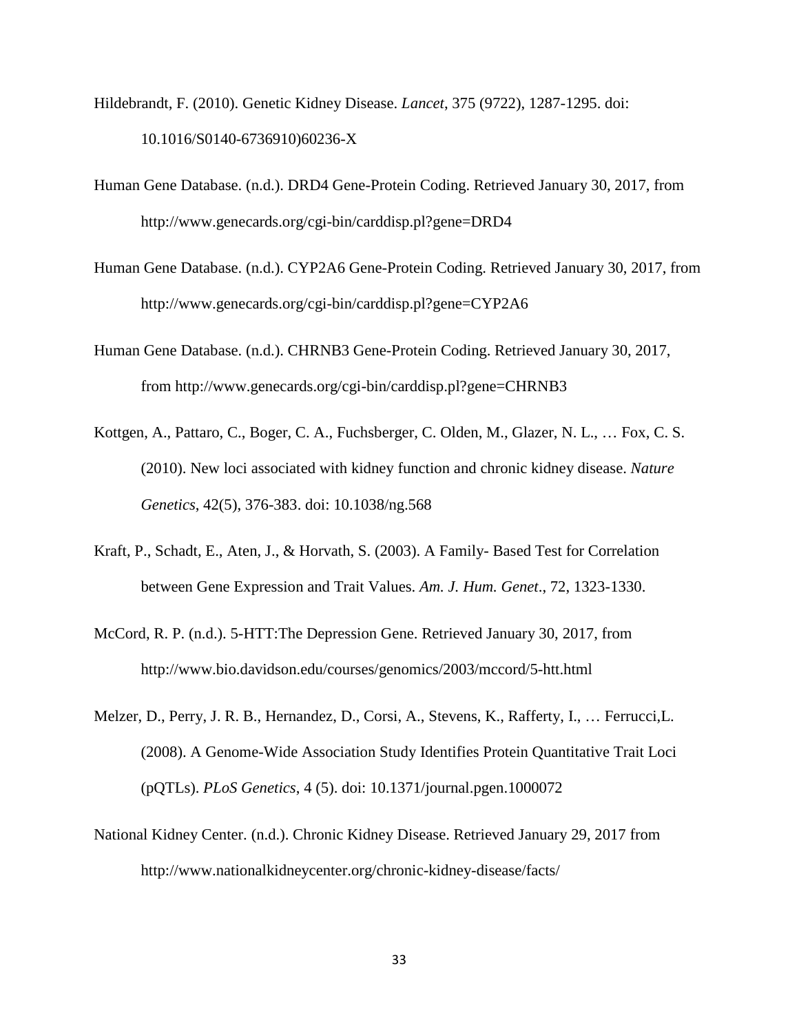Hildebrandt, F. (2010). Genetic Kidney Disease. *Lancet*, 375 (9722), 1287-1295. doi: 10.1016/S0140-6736910)60236-X

Human Gene Database. (n.d.). DRD4 Gene-Protein Coding. Retrieved January 30, 2017, from http://www.genecards.org/cgi-bin/carddisp.pl?gene=DRD4

Human Gene Database. (n.d.). CYP2A6 Gene-Protein Coding. Retrieved January 30, 2017, from http://www.genecards.org/cgi-bin/carddisp.pl?gene=CYP2A6

Human Gene Database. (n.d.). CHRNB3 Gene-Protein Coding. Retrieved January 30, 2017, from http://www.genecards.org/cgi-bin/carddisp.pl?gene=CHRNB3

Kottgen, A., Pattaro, C., Boger, C. A., Fuchsberger, C. Olden, M., Glazer, N. L., … Fox, C. S. (2010). New loci associated with kidney function and chronic kidney disease. *Nature Genetics*, 42(5), 376-383. doi: 10.1038/ng.568

Kraft, P., Schadt, E., Aten, J., & Horvath, S. (2003). A Family- Based Test for Correlation between Gene Expression and Trait Values. *Am. J. Hum. Genet*., 72, 1323-1330.

McCord, R. P. (n.d.). 5-HTT:The Depression Gene. Retrieved January 30, 2017, from http://www.bio.davidson.edu/courses/genomics/2003/mccord/5-htt.html

Melzer, D., Perry, J. R. B., Hernandez, D., Corsi, A., Stevens, K., Rafferty, I., … Ferrucci,L. (2008). A Genome-Wide Association Study Identifies Protein Quantitative Trait Loci (pQTLs). *PLoS Genetics*, 4 (5). doi: 10.1371/journal.pgen.1000072

National Kidney Center. (n.d.). Chronic Kidney Disease. Retrieved January 29, 2017 from http://www.nationalkidneycenter.org/chronic-kidney-disease/facts/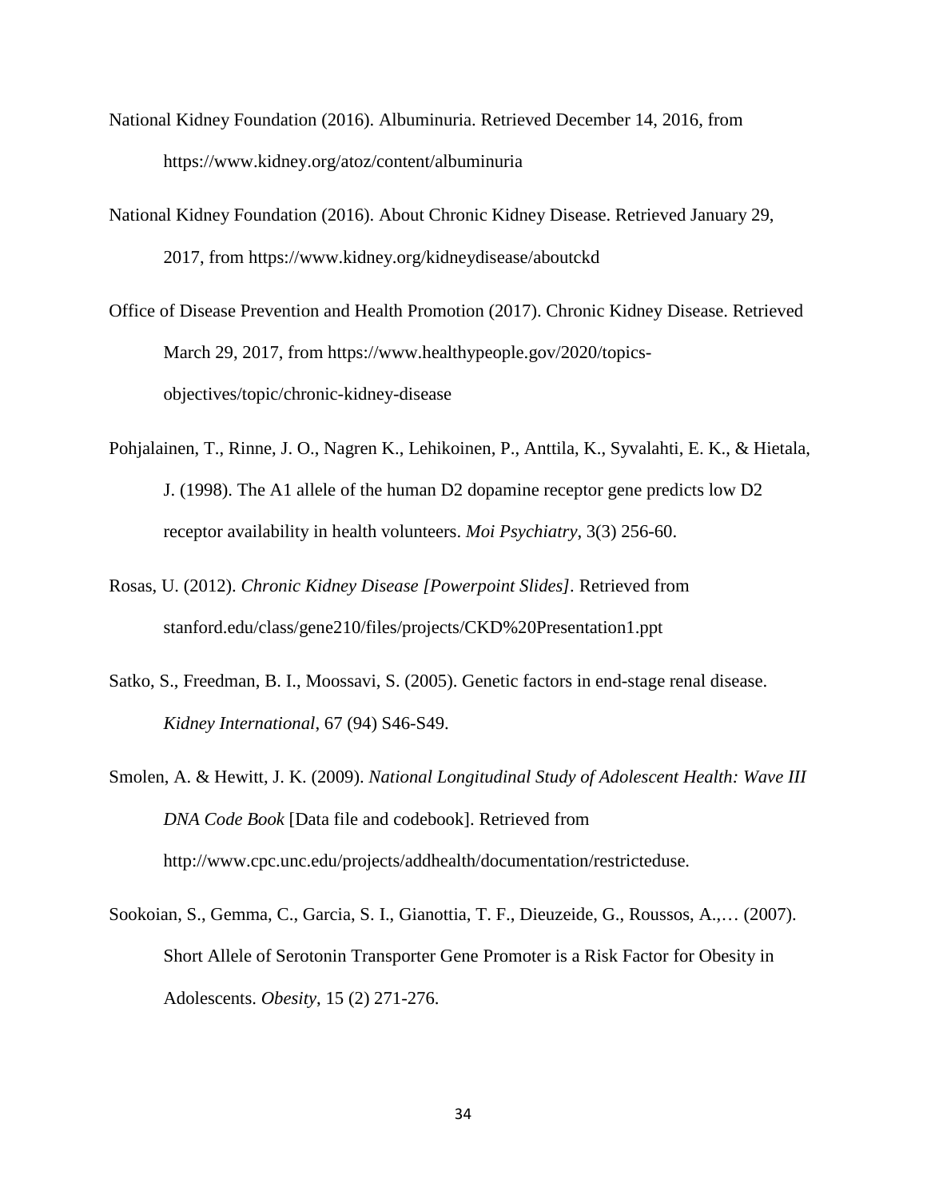National Kidney Foundation (2016). Albuminuria. Retrieved December 14, 2016, from https://www.kidney.org/atoz/content/albuminuria

National Kidney Foundation (2016). About Chronic Kidney Disease. Retrieved January 29, 2017, from https://www.kidney.org/kidneydisease/aboutckd

Office of Disease Prevention and Health Promotion (2017). Chronic Kidney Disease. Retrieved March 29, 2017, from https://www.healthypeople.gov/2020/topics-objectives/topic/chronic-kidney-disease

Pohjalainen, T., Rinne, J. O., Nagren K., Lehikoinen, P., Anttila, K., Syvalahti, E. K., & Hietala, J. (1998). The A1 allele of the human D2 dopamine receptor gene predicts low D2 receptor availability in health volunteers. *Moi Psychiatry*, 3(3) 256-60.

Rosas, U. (2012). *Chronic Kidney Disease [Powerpoint Slides]*. Retrieved from stanford.edu/class/gene210/files/projects/CKD%20Presentation1.ppt

Satko, S., Freedman, B. I., Moossavi, S. (2005). Genetic factors in end-stage renal disease. *Kidney International*, 67 (94) S46-S49.

Smolen, A. & Hewitt, J. K. (2009). *National Longitudinal Study of Adolescent Health: Wave III DNA Code Book* [Data file and codebook]. Retrieved from http://www.cpc.unc.edu/projects/addhealth/documentation/restricteduse.

Sookoian, S., Gemma, C., Garcia, S. I., Gianottia, T. F., Dieuzeide, G., Roussos, A.,… (2007). Short Allele of Serotonin Transporter Gene Promoter is a Risk Factor for Obesity in Adolescents. *Obesity*, 15 (2) 271-276.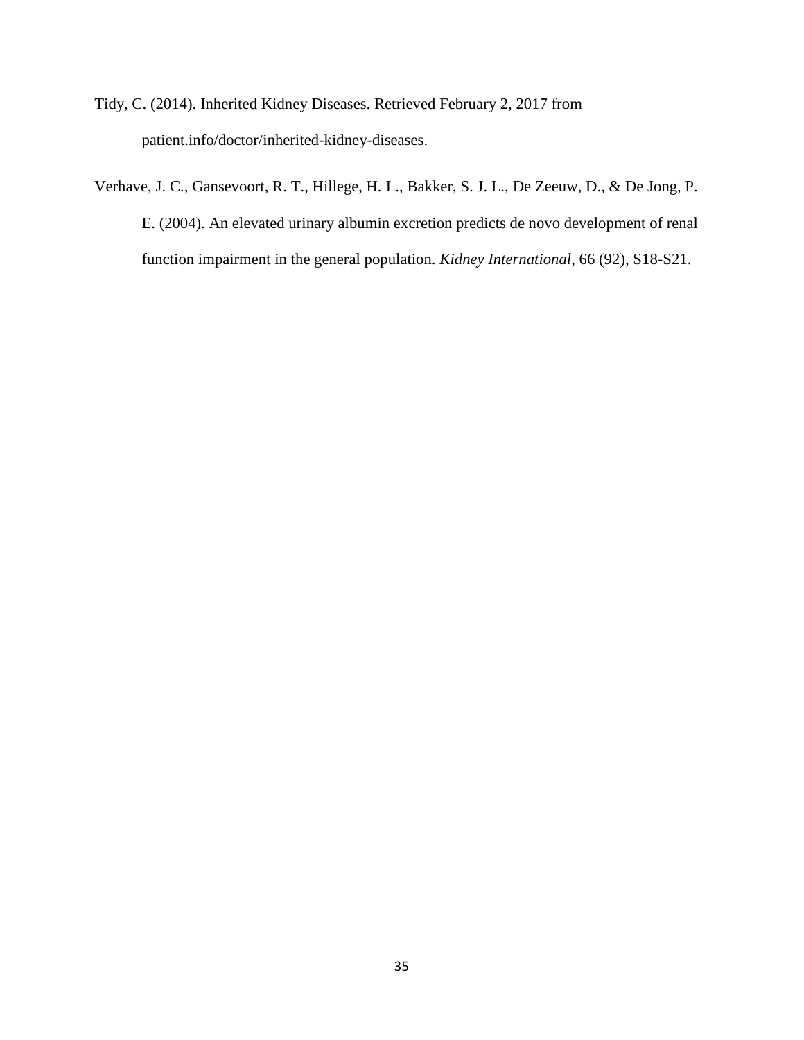Tidy, C. (2014). Inherited Kidney Diseases. Retrieved February 2, 2017 from patient.info/doctor/inherited-kidney-diseases.

Verhave, J. C., Gansevoort, R. T., Hillege, H. L., Bakker, S. J. L., De Zeeuw, D., & De Jong, P. E. (2004). An elevated urinary albumin excretion predicts de novo development of renal function impairment in the general population. *Kidney International*, 66 (92), S18-S21.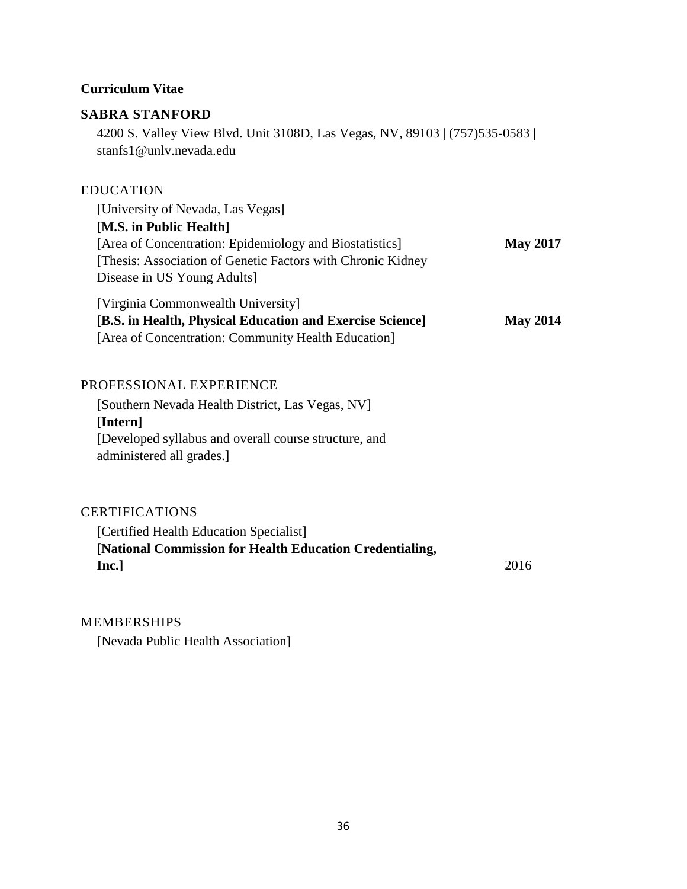**Curriculum Vitae**

## SABRA STANFORD

4200 S. Valley View Blvd. Unit 3108D, Las Vegas, NV, 89103 | (757)535-0583 | stanfs1@unlv.nevada.edu

### EDUCATION

[University of Nevada, Las Vegas]
**[M.S. in Public Health]**
[Area of Concentration: Epidemiology and Biostatistics] **May 2017**
[Thesis: Association of Genetic Factors with Chronic Kidney Disease in US Young Adults]

[Virginia Commonwealth University]
**[B.S. in Health, Physical Education and Exercise Science]** **May 2014**
[Area of Concentration: Community Health Education]

### PROFESSIONAL EXPERIENCE

[Southern Nevada Health District, Las Vegas, NV]
**[Intern]**
[Developed syllabus and overall course structure, and administered all grades.]

### CERTIFICATIONS

[Certified Health Education Specialist]
**[National Commission for Health Education Credentialing, Inc.]** 2016

### MEMBERSHIPS

[Nevada Public Health Association]